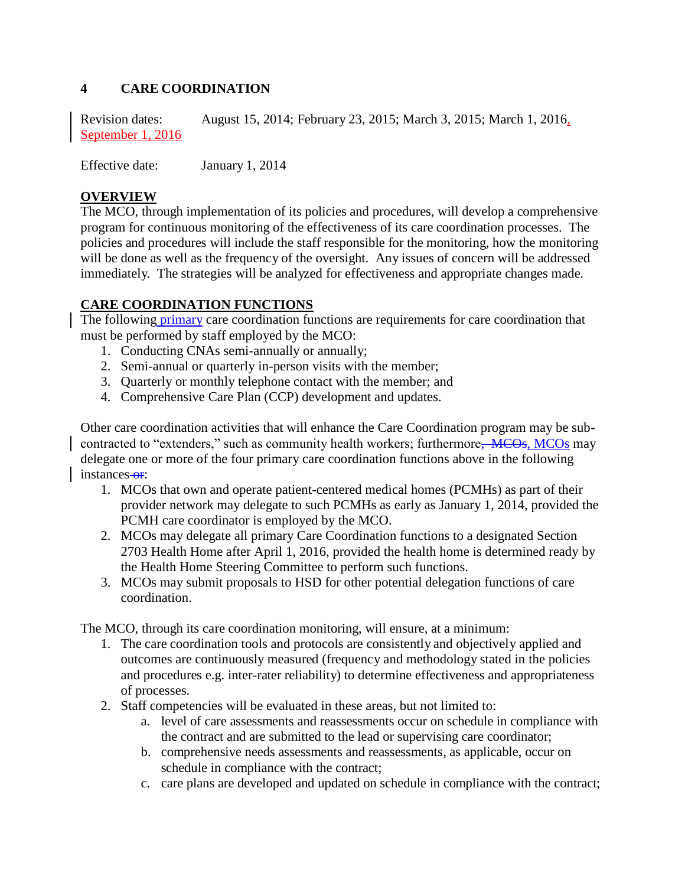# 4 CARE COORDINATION

Revision dates: August 15, 2014; February 23, 2015; March 3, 2015; March 1, 2016, September 1, 2016

Effective date: January 1, 2014

**OVERVIEW**

The MCO, through implementation of its policies and procedures, will develop a comprehensive program for continuous monitoring of the effectiveness of its care coordination processes. The policies and procedures will include the staff responsible for the monitoring, how the monitoring will be done as well as the frequency of the oversight. Any issues of concern will be addressed immediately. The strategies will be analyzed for effectiveness and appropriate changes made.

**CARE COORDINATION FUNCTIONS**

The following primary care coordination functions are requirements for care coordination that must be performed by staff employed by the MCO:

1. Conducting CNAs semi-annually or annually;
2. Semi-annual or quarterly in-person visits with the member;
3. Quarterly or monthly telephone contact with the member; and
4. Comprehensive Care Plan (CCP) development and updates.

Other care coordination activities that will enhance the Care Coordination program may be sub-contracted to "extenders," such as community health workers; furthermore, ~~MCOs,~~ MCOs may delegate one or more of the four primary care coordination functions above in the following instances ~~or~~:

1. MCOs that own and operate patient-centered medical homes (PCMHs) as part of their provider network may delegate to such PCMHs as early as January 1, 2014, provided the PCMH care coordinator is employed by the MCO.
2. MCOs may delegate all primary Care Coordination functions to a designated Section 2703 Health Home after April 1, 2016, provided the health home is determined ready by the Health Home Steering Committee to perform such functions.
3. MCOs may submit proposals to HSD for other potential delegation functions of care coordination.

The MCO, through its care coordination monitoring, will ensure, at a minimum:

1. The care coordination tools and protocols are consistently and objectively applied and outcomes are continuously measured (frequency and methodology stated in the policies and procedures e.g. inter-rater reliability) to determine effectiveness and appropriateness of processes.
2. Staff competencies will be evaluated in these areas, but not limited to:
   a. level of care assessments and reassessments occur on schedule in compliance with the contract and are submitted to the lead or supervising care coordinator;
   b. comprehensive needs assessments and reassessments, as applicable, occur on schedule in compliance with the contract;
   c. care plans are developed and updated on schedule in compliance with the contract;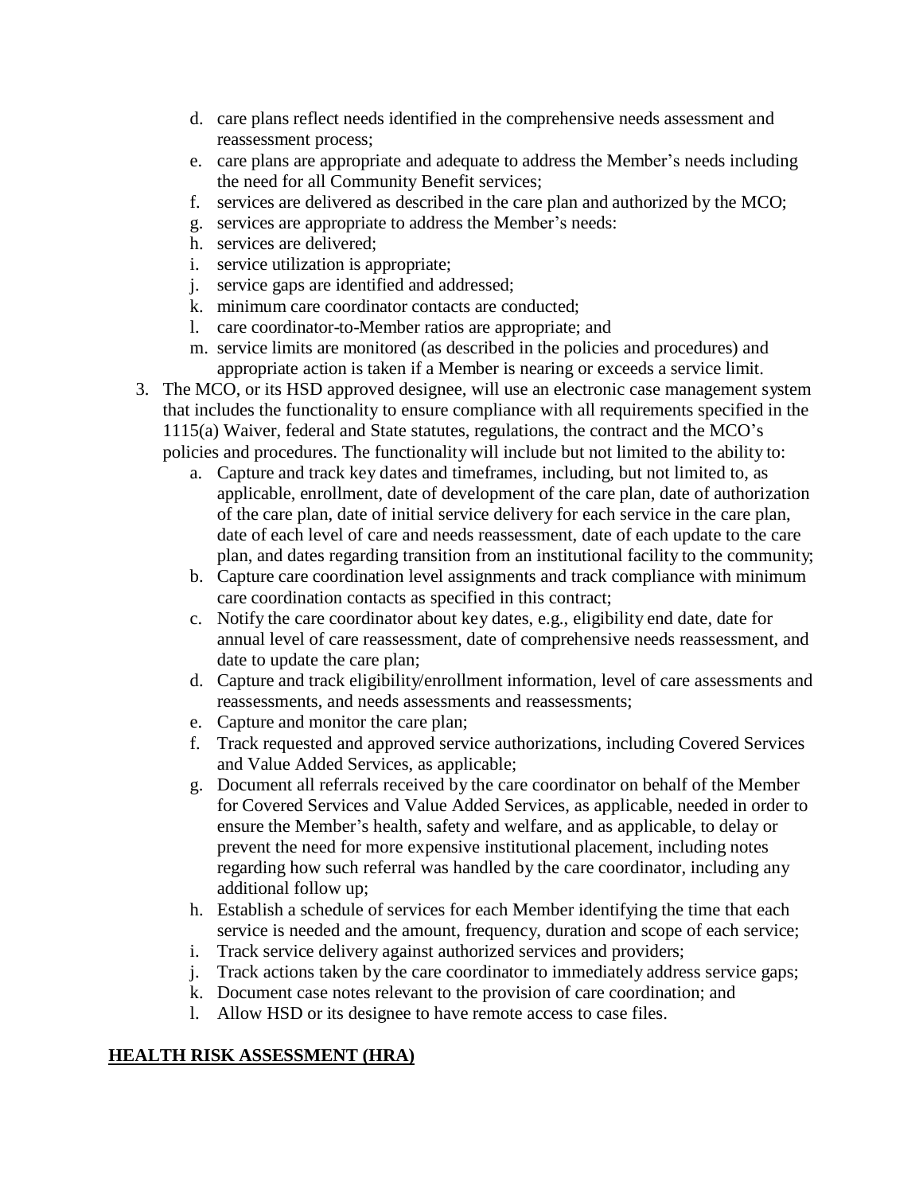d. care plans reflect needs identified in the comprehensive needs assessment and reassessment process;
   e. care plans are appropriate and adequate to address the Member's needs including the need for all Community Benefit services;
   f. services are delivered as described in the care plan and authorized by the MCO;
   g. services are appropriate to address the Member's needs:
   h. services are delivered;
   i. service utilization is appropriate;
   j. service gaps are identified and addressed;
   k. minimum care coordinator contacts are conducted;
   l. care coordinator-to-Member ratios are appropriate; and
   m. service limits are monitored (as described in the policies and procedures) and appropriate action is taken if a Member is nearing or exceeds a service limit.

3. The MCO, or its HSD approved designee, will use an electronic case management system that includes the functionality to ensure compliance with all requirements specified in the 1115(a) Waiver, federal and State statutes, regulations, the contract and the MCO's policies and procedures. The functionality will include but not limited to the ability to:
   a. Capture and track key dates and timeframes, including, but not limited to, as applicable, enrollment, date of development of the care plan, date of authorization of the care plan, date of initial service delivery for each service in the care plan, date of each level of care and needs reassessment, date of each update to the care plan, and dates regarding transition from an institutional facility to the community;
   b. Capture care coordination level assignments and track compliance with minimum care coordination contacts as specified in this contract;
   c. Notify the care coordinator about key dates, e.g., eligibility end date, date for annual level of care reassessment, date of comprehensive needs reassessment, and date to update the care plan;
   d. Capture and track eligibility/enrollment information, level of care assessments and reassessments, and needs assessments and reassessments;
   e. Capture and monitor the care plan;
   f. Track requested and approved service authorizations, including Covered Services and Value Added Services, as applicable;
   g. Document all referrals received by the care coordinator on behalf of the Member for Covered Services and Value Added Services, as applicable, needed in order to ensure the Member's health, safety and welfare, and as applicable, to delay or prevent the need for more expensive institutional placement, including notes regarding how such referral was handled by the care coordinator, including any additional follow up;
   h. Establish a schedule of services for each Member identifying the time that each service is needed and the amount, frequency, duration and scope of each service;
   i. Track service delivery against authorized services and providers;
   j. Track actions taken by the care coordinator to immediately address service gaps;
   k. Document case notes relevant to the provision of care coordination; and
   l. Allow HSD or its designee to have remote access to case files.

## HEALTH RISK ASSESSMENT (HRA)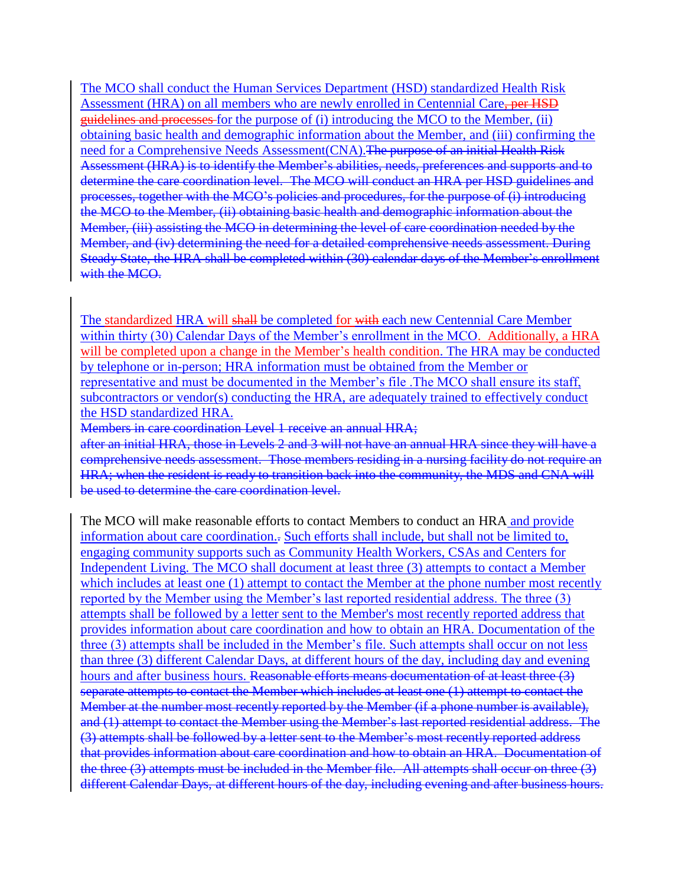The MCO shall conduct the Human Services Department (HSD) standardized Health Risk Assessment (HRA) on all members who are newly enrolled in Centennial Care~~, per HSD guidelines and processes~~ for the purpose of (i) introducing the MCO to the Member, (ii) obtaining basic health and demographic information about the Member, and (iii) confirming the need for a Comprehensive Needs Assessment(CNA).~~The purpose of an initial Health Risk Assessment (HRA) is to identify the Member's abilities, needs, preferences and supports and to determine the care coordination level. The MCO will conduct an HRA per HSD guidelines and processes, together with the MCO's policies and procedures, for the purpose of (i) introducing the MCO to the Member, (ii) obtaining basic health and demographic information about the Member, (iii) assisting the MCO in determining the level of care coordination needed by the Member, and (iv) determining the need for a detailed comprehensive needs assessment. During Steady State, the HRA shall be completed within (30) calendar days of the Member's enrollment with the MCO.~~

The standardized HRA will ~~shall~~ be completed for ~~with~~ each new Centennial Care Member within thirty (30) Calendar Days of the Member's enrollment in the MCO. Additionally, a HRA will be completed upon a change in the Member's health condition. The HRA may be conducted by telephone or in-person; HRA information must be obtained from the Member or representative and must be documented in the Member's file .The MCO shall ensure its staff, subcontractors or vendor(s) conducting the HRA, are adequately trained to effectively conduct the HSD standardized HRA.

~~Members in care coordination Level 1 receive an annual HRA;~~
~~after an initial HRA, those in Levels 2 and 3 will not have an annual HRA since they will have a comprehensive needs assessment. Those members residing in a nursing facility do not require an HRA; when the resident is ready to transition back into the community, the MDS and CNA will be used to determine the care coordination level.~~

The MCO will make reasonable efforts to contact Members to conduct an HRA and provide information about care coordination.~~.~~ Such efforts shall include, but shall not be limited to, engaging community supports such as Community Health Workers, CSAs and Centers for Independent Living. The MCO shall document at least three (3) attempts to contact a Member which includes at least one (1) attempt to contact the Member at the phone number most recently reported by the Member using the Member's last reported residential address. The three (3) attempts shall be followed by a letter sent to the Member's most recently reported address that provides information about care coordination and how to obtain an HRA. Documentation of the three (3) attempts shall be included in the Member's file. Such attempts shall occur on not less than three (3) different Calendar Days, at different hours of the day, including day and evening hours and after business hours. ~~Reasonable efforts means documentation of at least three (3) separate attempts to contact the Member which includes at least one (1) attempt to contact the Member at the number most recently reported by the Member (if a phone number is available), and (1) attempt to contact the Member using the Member's last reported residential address. The (3) attempts shall be followed by a letter sent to the Member's most recently reported address that provides information about care coordination and how to obtain an HRA. Documentation of the three (3) attempts must be included in the Member file. All attempts shall occur on three (3) different Calendar Days, at different hours of the day, including evening and after business hours.~~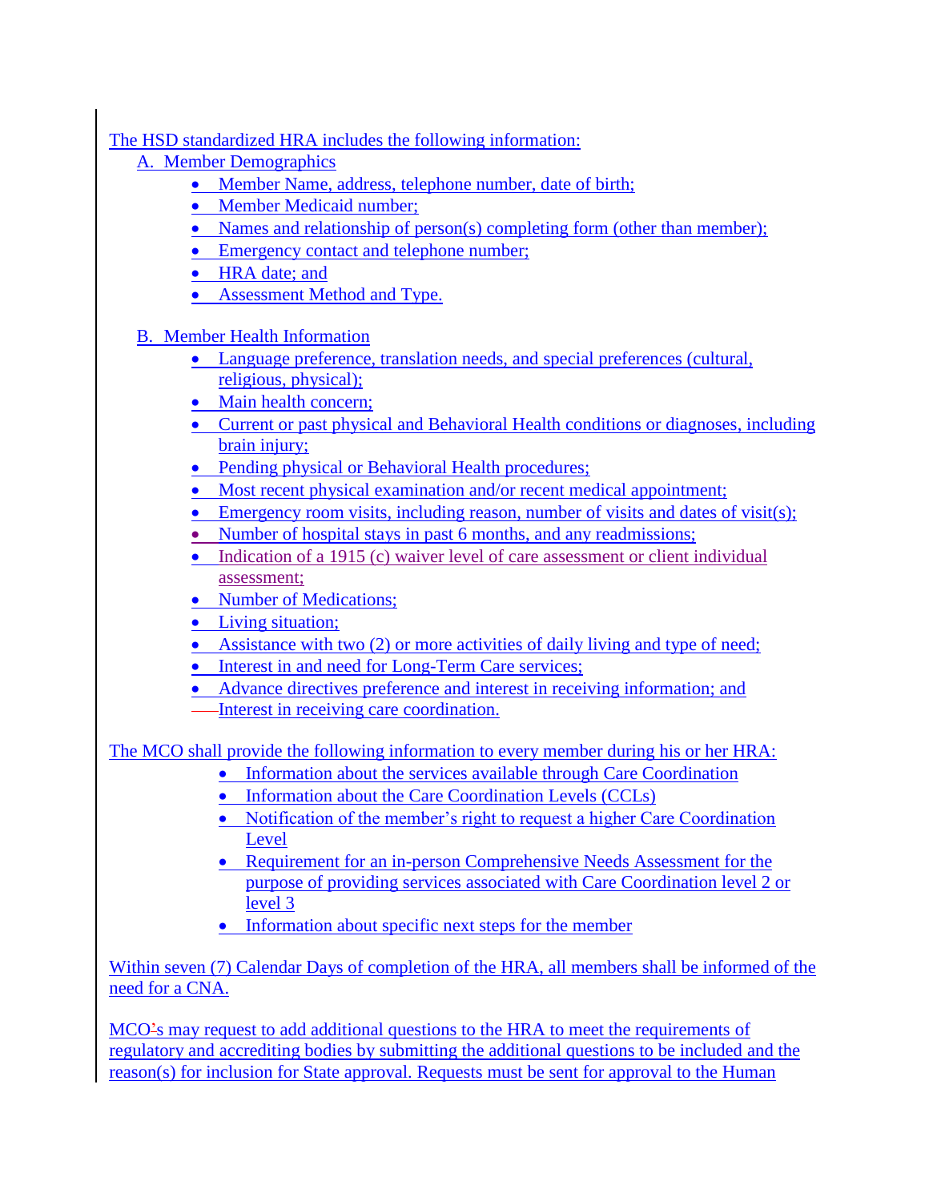The HSD standardized HRA includes the following information:

A. Member Demographics

- Member Name, address, telephone number, date of birth;
- Member Medicaid number;
- Names and relationship of person(s) completing form (other than member);
- Emergency contact and telephone number;
- HRA date; and
- Assessment Method and Type.

B. Member Health Information

- Language preference, translation needs, and special preferences (cultural, religious, physical);
- Main health concern;
- Current or past physical and Behavioral Health conditions or diagnoses, including brain injury;
- Pending physical or Behavioral Health procedures;
- Most recent physical examination and/or recent medical appointment;
- Emergency room visits, including reason, number of visits and dates of visit(s);
- Number of hospital stays in past 6 months, and any readmissions;
- Indication of a 1915 (c) waiver level of care assessment or client individual assessment;
- Number of Medications;
- Living situation;
- Assistance with two (2) or more activities of daily living and type of need;
- Interest in and need for Long-Term Care services;
- Advance directives preference and interest in receiving information; and
- Interest in receiving care coordination.

The MCO shall provide the following information to every member during his or her HRA:

- Information about the services available through Care Coordination
- Information about the Care Coordination Levels (CCLs)
- Notification of the member's right to request a higher Care Coordination Level
- Requirement for an in-person Comprehensive Needs Assessment for the purpose of providing services associated with Care Coordination level 2 or level 3
- Information about specific next steps for the member

Within seven (7) Calendar Days of completion of the HRA, all members shall be informed of the need for a CNA.

MCO's may request to add additional questions to the HRA to meet the requirements of regulatory and accrediting bodies by submitting the additional questions to be included and the reason(s) for inclusion for State approval. Requests must be sent for approval to the Human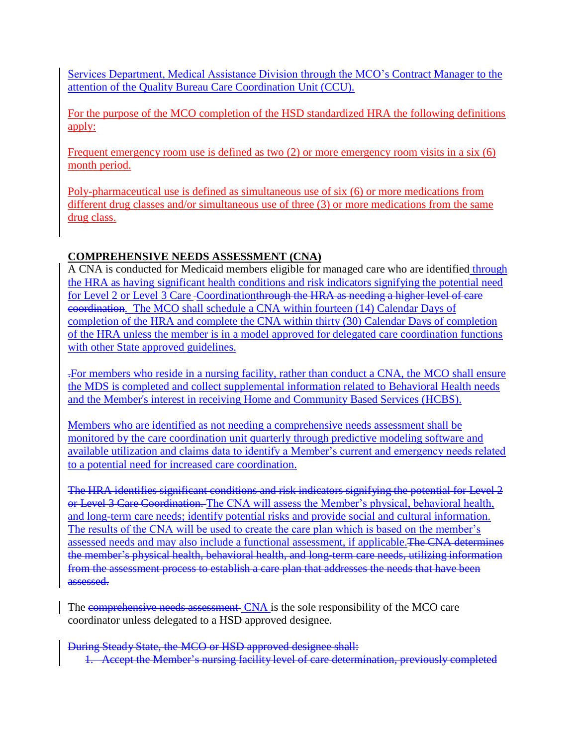Services Department, Medical Assistance Division through the MCO's Contract Manager to the attention of the Quality Bureau Care Coordination Unit (CCU).

For the purpose of the MCO completion of the HSD standardized HRA the following definitions apply:

Frequent emergency room use is defined as two (2) or more emergency room visits in a six (6) month period.

Poly-pharmaceutical use is defined as simultaneous use of six (6) or more medications from different drug classes and/or simultaneous use of three (3) or more medications from the same drug class.

**COMPREHENSIVE NEEDS ASSESSMENT (CNA)**

A CNA is conducted for Medicaid members eligible for managed care who are identified through the HRA as having significant health conditions and risk indicators signifying the potential need for Level 2 or Level 3 Care ~~-~~Coordination~~through the HRA as needing a higher level of care coordination~~. The MCO shall schedule a CNA within fourteen (14) Calendar Days of completion of the HRA and complete the CNA within thirty (30) Calendar Days of completion of the HRA unless the member is in a model approved for delegated care coordination functions with other State approved guidelines.

~~.~~For members who reside in a nursing facility, rather than conduct a CNA, the MCO shall ensure the MDS is completed and collect supplemental information related to Behavioral Health needs and the Member's interest in receiving Home and Community Based Services (HCBS).

Members who are identified as not needing a comprehensive needs assessment shall be monitored by the care coordination unit quarterly through predictive modeling software and available utilization and claims data to identify a Member's current and emergency needs related to a potential need for increased care coordination.

~~The HRA identifies significant conditions and risk indicators signifying the potential for Level 2 or Level 3 Care Coordination.~~ The CNA will assess the Member's physical, behavioral health, and long-term care needs; identify potential risks and provide social and cultural information. The results of the CNA will be used to create the care plan which is based on the member's assessed needs and may also include a functional assessment, if applicable.~~The CNA determines the member's physical health, behavioral health, and long-term care needs, utilizing information from the assessment process to establish a care plan that addresses the needs that have been assessed.~~

The ~~comprehensive needs assessment~~ CNA is the sole responsibility of the MCO care coordinator unless delegated to a HSD approved designee.

~~During Steady State, the MCO or HSD approved designee shall:~~

~~1. Accept the Member's nursing facility level of care determination, previously completed~~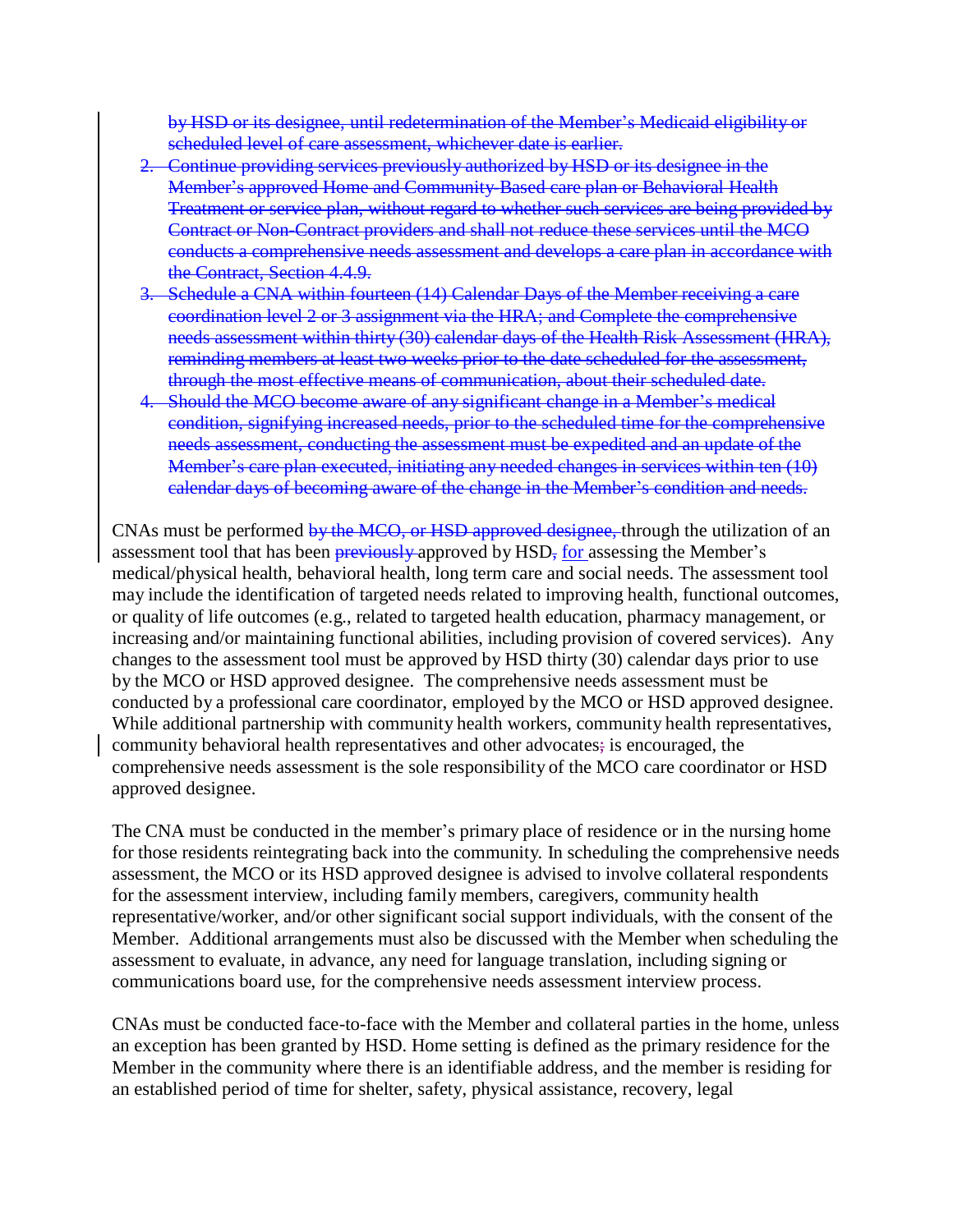by HSD or its designee, until redetermination of the Member's Medicaid eligibility or scheduled level of care assessment, whichever date is earlier.

2. Continue providing services previously authorized by HSD or its designee in the Member's approved Home and Community-Based care plan or Behavioral Health Treatment or service plan, without regard to whether such services are being provided by Contract or Non-Contract providers and shall not reduce these services until the MCO conducts a comprehensive needs assessment and develops a care plan in accordance with the Contract, Section 4.4.9.
3. Schedule a CNA within fourteen (14) Calendar Days of the Member receiving a care coordination level 2 or 3 assignment via the HRA; and Complete the comprehensive needs assessment within thirty (30) calendar days of the Health Risk Assessment (HRA), reminding members at least two weeks prior to the date scheduled for the assessment, through the most effective means of communication, about their scheduled date.
4. Should the MCO become aware of any significant change in a Member's medical condition, signifying increased needs, prior to the scheduled time for the comprehensive needs assessment, conducting the assessment must be expedited and an update of the Member's care plan executed, initiating any needed changes in services within ten (10) calendar days of becoming aware of the change in the Member's condition and needs.

CNAs must be performed by the MCO, or HSD approved designee, through the utilization of an assessment tool that has been previously approved by HSD, for assessing the Member's medical/physical health, behavioral health, long term care and social needs. The assessment tool may include the identification of targeted needs related to improving health, functional outcomes, or quality of life outcomes (e.g., related to targeted health education, pharmacy management, or increasing and/or maintaining functional abilities, including provision of covered services). Any changes to the assessment tool must be approved by HSD thirty (30) calendar days prior to use by the MCO or HSD approved designee. The comprehensive needs assessment must be conducted by a professional care coordinator, employed by the MCO or HSD approved designee. While additional partnership with community health workers, community health representatives, community behavioral health representatives and other advocates; is encouraged, the comprehensive needs assessment is the sole responsibility of the MCO care coordinator or HSD approved designee.

The CNA must be conducted in the member's primary place of residence or in the nursing home for those residents reintegrating back into the community. In scheduling the comprehensive needs assessment, the MCO or its HSD approved designee is advised to involve collateral respondents for the assessment interview, including family members, caregivers, community health representative/worker, and/or other significant social support individuals, with the consent of the Member. Additional arrangements must also be discussed with the Member when scheduling the assessment to evaluate, in advance, any need for language translation, including signing or communications board use, for the comprehensive needs assessment interview process.

CNAs must be conducted face-to-face with the Member and collateral parties in the home, unless an exception has been granted by HSD. Home setting is defined as the primary residence for the Member in the community where there is an identifiable address, and the member is residing for an established period of time for shelter, safety, physical assistance, recovery, legal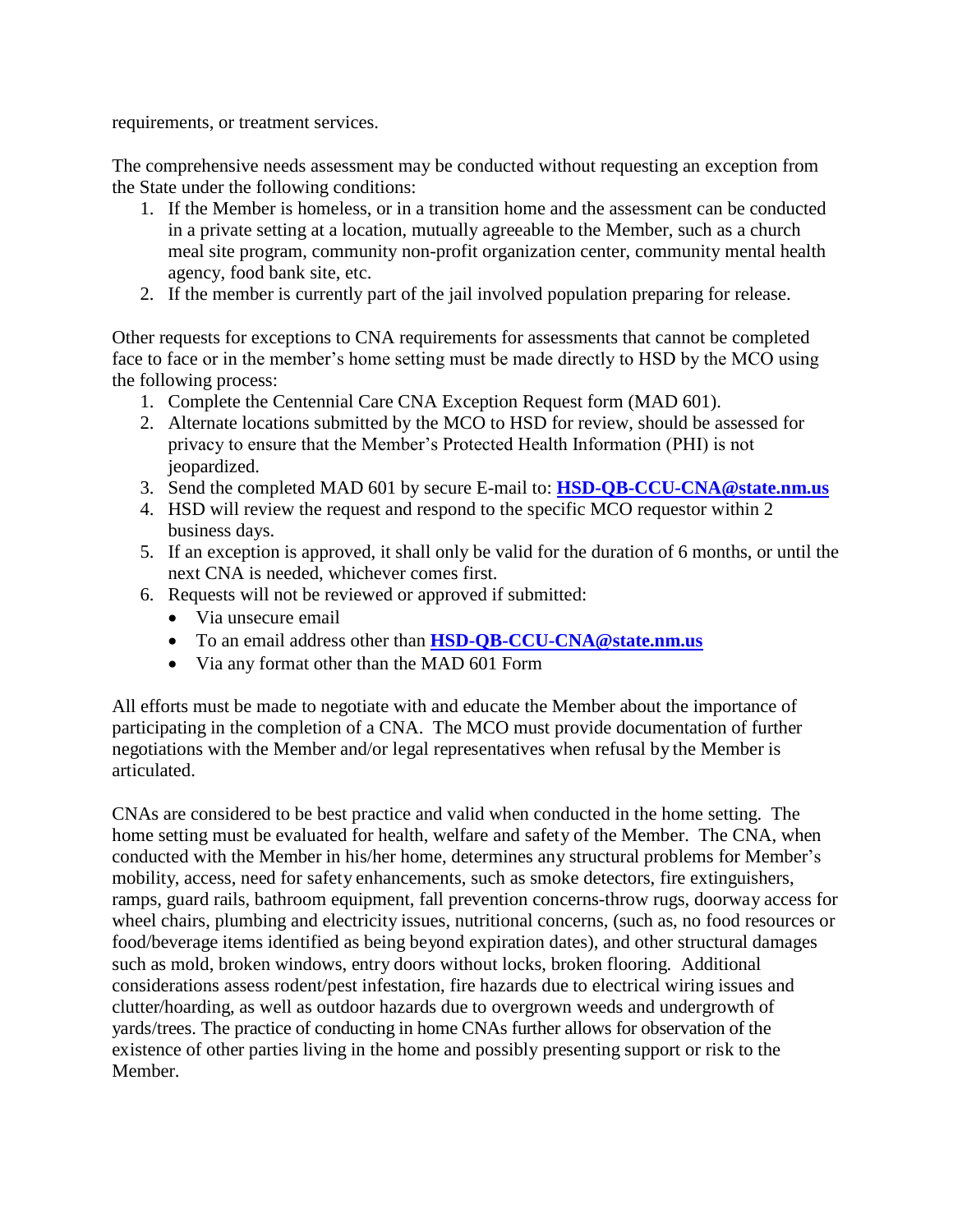requirements, or treatment services.

The comprehensive needs assessment may be conducted without requesting an exception from the State under the following conditions:

1. If the Member is homeless, or in a transition home and the assessment can be conducted in a private setting at a location, mutually agreeable to the Member, such as a church meal site program, community non-profit organization center, community mental health agency, food bank site, etc.
2. If the member is currently part of the jail involved population preparing for release.

Other requests for exceptions to CNA requirements for assessments that cannot be completed face to face or in the member's home setting must be made directly to HSD by the MCO using the following process:

1. Complete the Centennial Care CNA Exception Request form (MAD 601).
2. Alternate locations submitted by the MCO to HSD for review, should be assessed for privacy to ensure that the Member's Protected Health Information (PHI) is not jeopardized.
3. Send the completed MAD 601 by secure E-mail to: **HSD-QB-CCU-CNA@state.nm.us**
4. HSD will review the request and respond to the specific MCO requestor within 2 business days.
5. If an exception is approved, it shall only be valid for the duration of 6 months, or until the next CNA is needed, whichever comes first.
6. Requests will not be reviewed or approved if submitted:
   - Via unsecure email
   - To an email address other than **HSD-QB-CCU-CNA@state.nm.us**
   - Via any format other than the MAD 601 Form

All efforts must be made to negotiate with and educate the Member about the importance of participating in the completion of a CNA. The MCO must provide documentation of further negotiations with the Member and/or legal representatives when refusal by the Member is articulated.

CNAs are considered to be best practice and valid when conducted in the home setting. The home setting must be evaluated for health, welfare and safety of the Member. The CNA, when conducted with the Member in his/her home, determines any structural problems for Member's mobility, access, need for safety enhancements, such as smoke detectors, fire extinguishers, ramps, guard rails, bathroom equipment, fall prevention concerns-throw rugs, doorway access for wheel chairs, plumbing and electricity issues, nutritional concerns, (such as, no food resources or food/beverage items identified as being beyond expiration dates), and other structural damages such as mold, broken windows, entry doors without locks, broken flooring. Additional considerations assess rodent/pest infestation, fire hazards due to electrical wiring issues and clutter/hoarding, as well as outdoor hazards due to overgrown weeds and undergrowth of yards/trees. The practice of conducting in home CNAs further allows for observation of the existence of other parties living in the home and possibly presenting support or risk to the Member.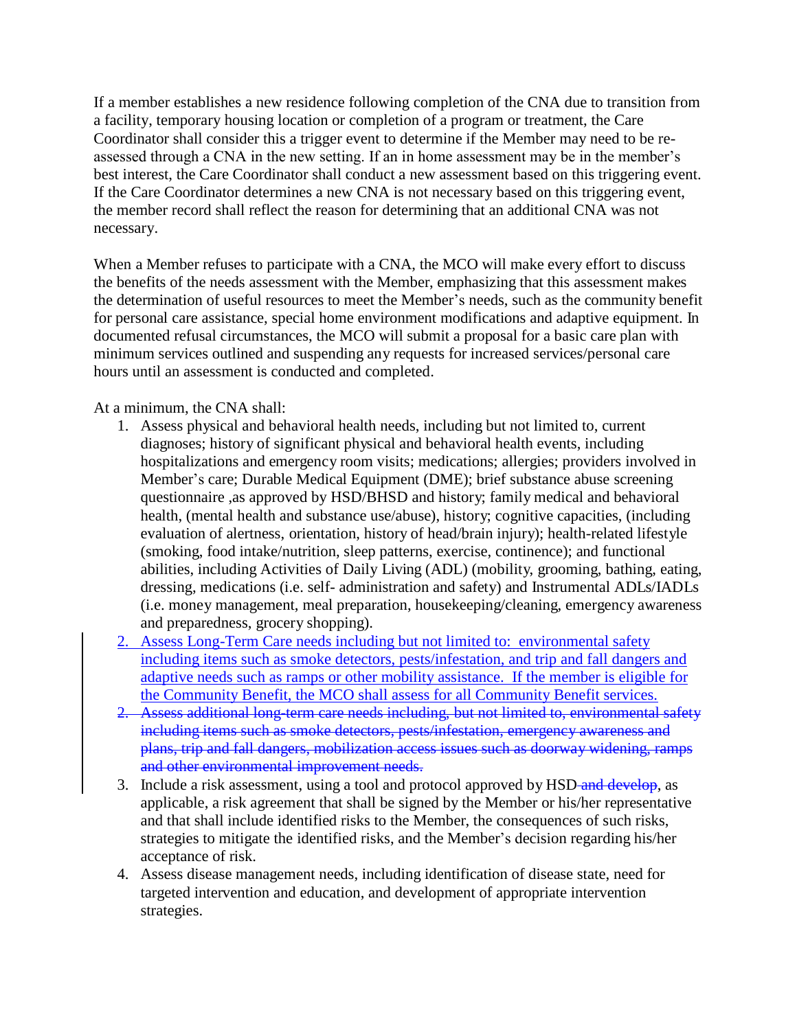If a member establishes a new residence following completion of the CNA due to transition from a facility, temporary housing location or completion of a program or treatment, the Care Coordinator shall consider this a trigger event to determine if the Member may need to be re-assessed through a CNA in the new setting. If an in home assessment may be in the member's best interest, the Care Coordinator shall conduct a new assessment based on this triggering event. If the Care Coordinator determines a new CNA is not necessary based on this triggering event, the member record shall reflect the reason for determining that an additional CNA was not necessary.

When a Member refuses to participate with a CNA, the MCO will make every effort to discuss the benefits of the needs assessment with the Member, emphasizing that this assessment makes the determination of useful resources to meet the Member's needs, such as the community benefit for personal care assistance, special home environment modifications and adaptive equipment. In documented refusal circumstances, the MCO will submit a proposal for a basic care plan with minimum services outlined and suspending any requests for increased services/personal care hours until an assessment is conducted and completed.

At a minimum, the CNA shall:

1. Assess physical and behavioral health needs, including but not limited to, current diagnoses; history of significant physical and behavioral health events, including hospitalizations and emergency room visits; medications; allergies; providers involved in Member's care; Durable Medical Equipment (DME); brief substance abuse screening questionnaire ,as approved by HSD/BHSD and history; family medical and behavioral health, (mental health and substance use/abuse), history; cognitive capacities, (including evaluation of alertness, orientation, history of head/brain injury); health-related lifestyle (smoking, food intake/nutrition, sleep patterns, exercise, continence); and functional abilities, including Activities of Daily Living (ADL) (mobility, grooming, bathing, eating, dressing, medications (i.e. self- administration and safety) and Instrumental ADLs/IADLs (i.e. money management, meal preparation, housekeeping/cleaning, emergency awareness and preparedness, grocery shopping).
2. <u>Assess Long-Term Care needs including but not limited to: environmental safety including items such as smoke detectors, pests/infestation, and trip and fall dangers and adaptive needs such as ramps or other mobility assistance. If the member is eligible for the Community Benefit, the MCO shall assess for all Community Benefit services.</u>
2. ~~Assess additional long-term care needs including, but not limited to, environmental safety including items such as smoke detectors, pests/infestation, emergency awareness and plans, trip and fall dangers, mobilization access issues such as doorway widening, ramps and other environmental improvement needs.~~
3. Include a risk assessment, using a tool and protocol approved by HSD~~ and develop~~, as applicable, a risk agreement that shall be signed by the Member or his/her representative and that shall include identified risks to the Member, the consequences of such risks, strategies to mitigate the identified risks, and the Member's decision regarding his/her acceptance of risk.
4. Assess disease management needs, including identification of disease state, need for targeted intervention and education, and development of appropriate intervention strategies.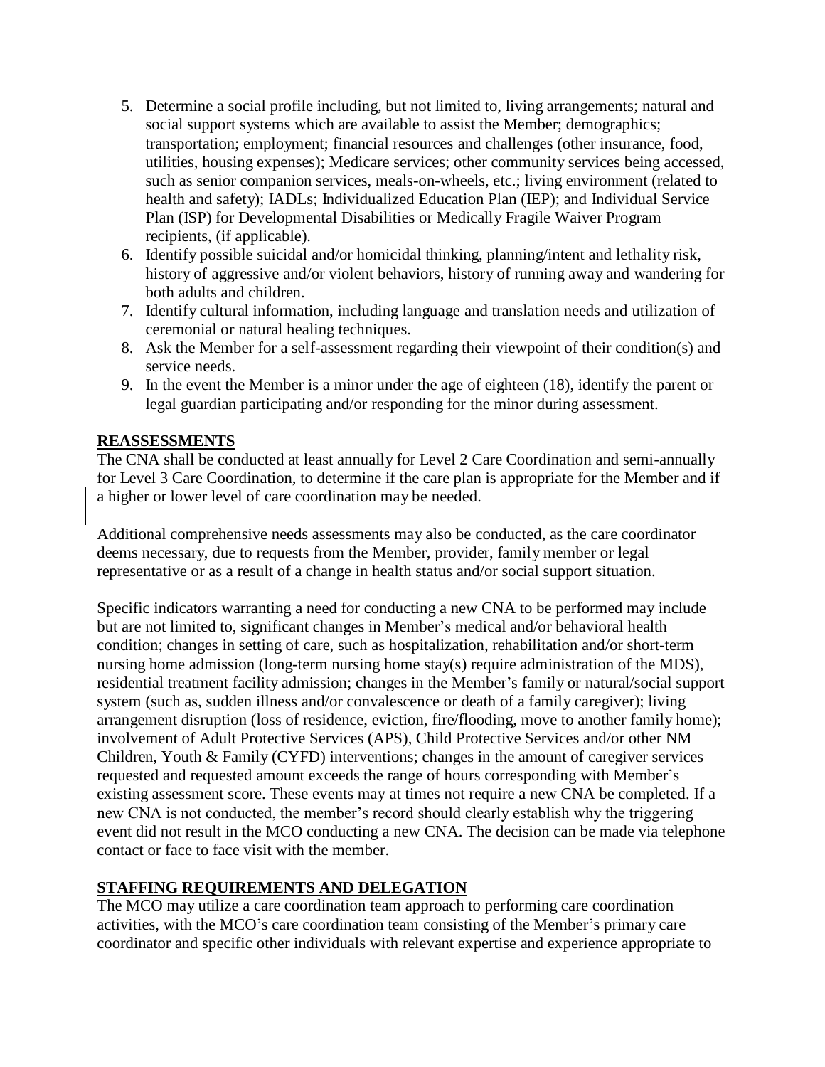5. Determine a social profile including, but not limited to, living arrangements; natural and social support systems which are available to assist the Member; demographics; transportation; employment; financial resources and challenges (other insurance, food, utilities, housing expenses); Medicare services; other community services being accessed, such as senior companion services, meals-on-wheels, etc.; living environment (related to health and safety); IADLs; Individualized Education Plan (IEP); and Individual Service Plan (ISP) for Developmental Disabilities or Medically Fragile Waiver Program recipients, (if applicable).
6. Identify possible suicidal and/or homicidal thinking, planning/intent and lethality risk, history of aggressive and/or violent behaviors, history of running away and wandering for both adults and children.
7. Identify cultural information, including language and translation needs and utilization of ceremonial or natural healing techniques.
8. Ask the Member for a self-assessment regarding their viewpoint of their condition(s) and service needs.
9. In the event the Member is a minor under the age of eighteen (18), identify the parent or legal guardian participating and/or responding for the minor during assessment.

## REASSESSMENTS

The CNA shall be conducted at least annually for Level 2 Care Coordination and semi-annually for Level 3 Care Coordination, to determine if the care plan is appropriate for the Member and if a higher or lower level of care coordination may be needed.

Additional comprehensive needs assessments may also be conducted, as the care coordinator deems necessary, due to requests from the Member, provider, family member or legal representative or as a result of a change in health status and/or social support situation.

Specific indicators warranting a need for conducting a new CNA to be performed may include but are not limited to, significant changes in Member's medical and/or behavioral health condition; changes in setting of care, such as hospitalization, rehabilitation and/or short-term nursing home admission (long-term nursing home stay(s) require administration of the MDS), residential treatment facility admission; changes in the Member's family or natural/social support system (such as, sudden illness and/or convalescence or death of a family caregiver); living arrangement disruption (loss of residence, eviction, fire/flooding, move to another family home); involvement of Adult Protective Services (APS), Child Protective Services and/or other NM Children, Youth & Family (CYFD) interventions; changes in the amount of caregiver services requested and requested amount exceeds the range of hours corresponding with Member's existing assessment score. These events may at times not require a new CNA be completed. If a new CNA is not conducted, the member's record should clearly establish why the triggering event did not result in the MCO conducting a new CNA. The decision can be made via telephone contact or face to face visit with the member.

## STAFFING REQUIREMENTS AND DELEGATION

The MCO may utilize a care coordination team approach to performing care coordination activities, with the MCO's care coordination team consisting of the Member's primary care coordinator and specific other individuals with relevant expertise and experience appropriate to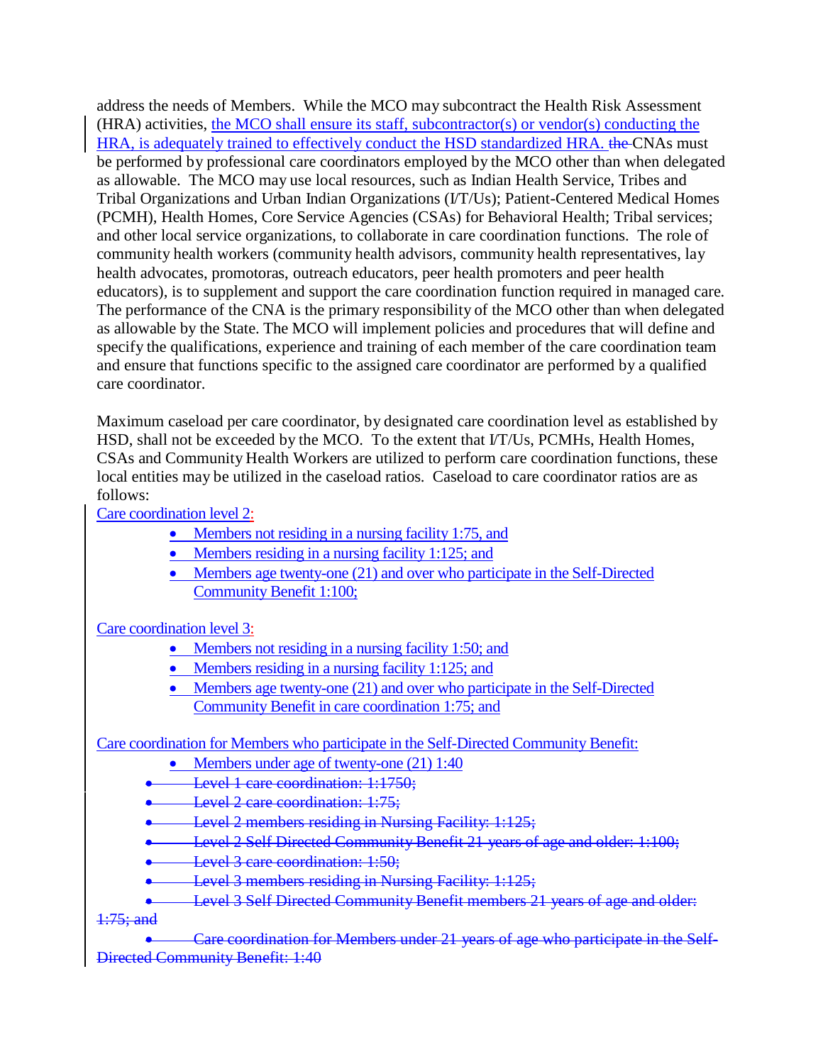address the needs of Members. While the MCO may subcontract the Health Risk Assessment (HRA) activities, the MCO shall ensure its staff, subcontractor(s) or vendor(s) conducting the HRA, is adequately trained to effectively conduct the HSD standardized HRA. ~~the~~ CNAs must be performed by professional care coordinators employed by the MCO other than when delegated as allowable. The MCO may use local resources, such as Indian Health Service, Tribes and Tribal Organizations and Urban Indian Organizations (I/T/Us); Patient-Centered Medical Homes (PCMH), Health Homes, Core Service Agencies (CSAs) for Behavioral Health; Tribal services; and other local service organizations, to collaborate in care coordination functions. The role of community health workers (community health advisors, community health representatives, lay health advocates, promotoras, outreach educators, peer health promoters and peer health educators), is to supplement and support the care coordination function required in managed care. The performance of the CNA is the primary responsibility of the MCO other than when delegated as allowable by the State. The MCO will implement policies and procedures that will define and specify the qualifications, experience and training of each member of the care coordination team and ensure that functions specific to the assigned care coordinator are performed by a qualified care coordinator.

Maximum caseload per care coordinator, by designated care coordination level as established by HSD, shall not be exceeded by the MCO. To the extent that I/T/Us, PCMHs, Health Homes, CSAs and Community Health Workers are utilized to perform care coordination functions, these local entities may be utilized in the caseload ratios. Caseload to care coordinator ratios are as follows:

Care coordination level 2:

- Members not residing in a nursing facility 1:75, and
- Members residing in a nursing facility 1:125; and
- Members age twenty-one (21) and over who participate in the Self-Directed Community Benefit 1:100;

Care coordination level 3:

- Members not residing in a nursing facility 1:50; and
- Members residing in a nursing facility 1:125; and
- Members age twenty-one (21) and over who participate in the Self-Directed Community Benefit in care coordination 1:75; and

Care coordination for Members who participate in the Self-Directed Community Benefit:

- Members under age of twenty-one (21) 1:40
- ~~Level 1 care coordination: 1:1750;~~
- ~~Level 2 care coordination: 1:75;~~
- ~~Level 2 members residing in Nursing Facility: 1:125;~~
- ~~Level 2 Self Directed Community Benefit 21 years of age and older: 1:100;~~
- ~~Level 3 care coordination: 1:50;~~
- ~~Level 3 members residing in Nursing Facility: 1:125;~~
- ~~Level 3 Self Directed Community Benefit members 21 years of age and older: 1:75; and~~
- ~~Care coordination for Members under 21 years of age who participate in the Self-Directed Community Benefit: 1:40~~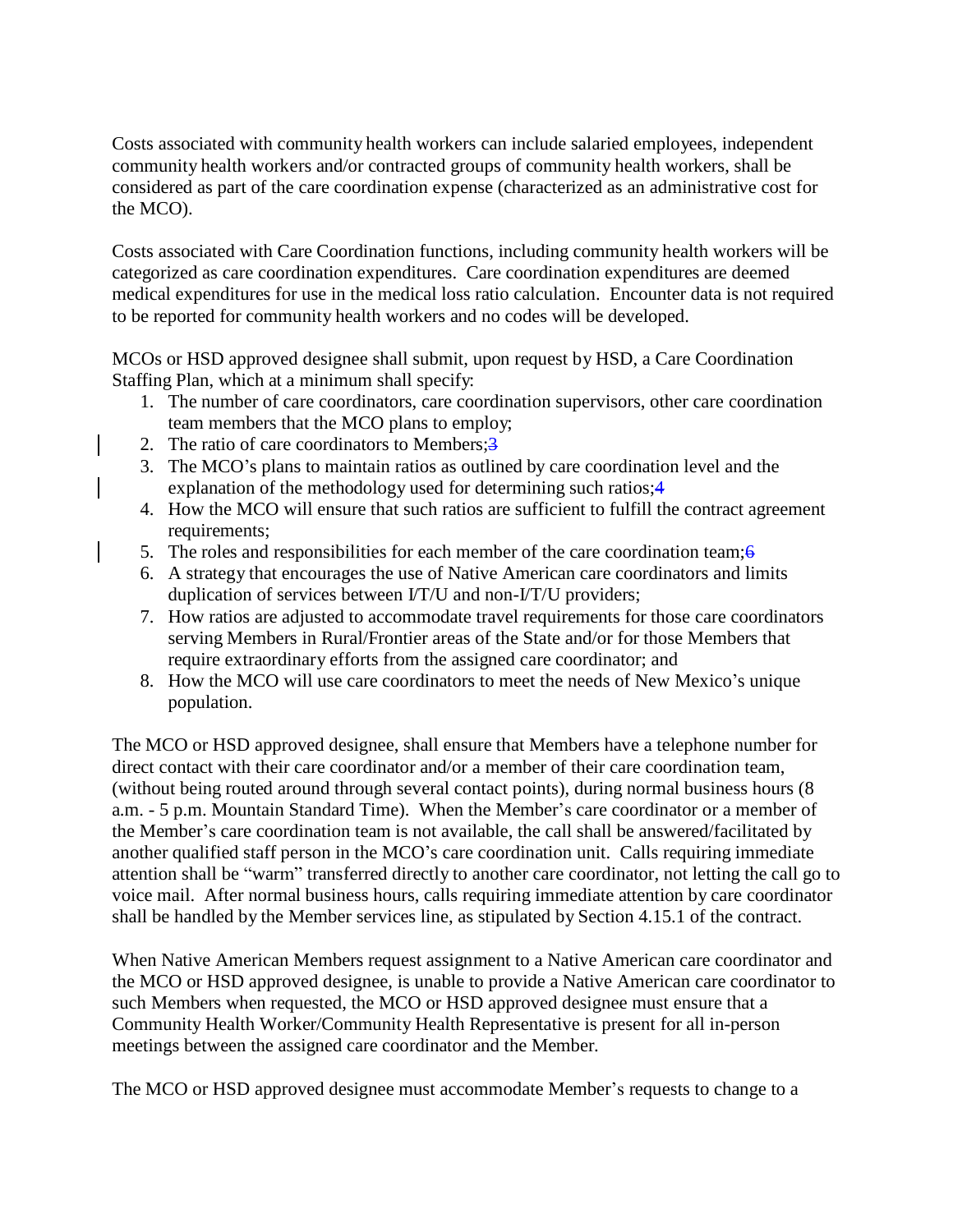Costs associated with community health workers can include salaried employees, independent community health workers and/or contracted groups of community health workers, shall be considered as part of the care coordination expense (characterized as an administrative cost for the MCO).

Costs associated with Care Coordination functions, including community health workers will be categorized as care coordination expenditures. Care coordination expenditures are deemed medical expenditures for use in the medical loss ratio calculation. Encounter data is not required to be reported for community health workers and no codes will be developed.

MCOs or HSD approved designee shall submit, upon request by HSD, a Care Coordination Staffing Plan, which at a minimum shall specify:

1. The number of care coordinators, care coordination supervisors, other care coordination team members that the MCO plans to employ;
2. The ratio of care coordinators to Members;~~3~~
3. The MCO's plans to maintain ratios as outlined by care coordination level and the explanation of the methodology used for determining such ratios;~~4~~
4. How the MCO will ensure that such ratios are sufficient to fulfill the contract agreement requirements;
5. The roles and responsibilities for each member of the care coordination team;~~6~~
6. A strategy that encourages the use of Native American care coordinators and limits duplication of services between I/T/U and non-I/T/U providers;
7. How ratios are adjusted to accommodate travel requirements for those care coordinators serving Members in Rural/Frontier areas of the State and/or for those Members that require extraordinary efforts from the assigned care coordinator; and
8. How the MCO will use care coordinators to meet the needs of New Mexico's unique population.

The MCO or HSD approved designee, shall ensure that Members have a telephone number for direct contact with their care coordinator and/or a member of their care coordination team, (without being routed around through several contact points), during normal business hours (8 a.m. - 5 p.m. Mountain Standard Time). When the Member's care coordinator or a member of the Member's care coordination team is not available, the call shall be answered/facilitated by another qualified staff person in the MCO's care coordination unit. Calls requiring immediate attention shall be "warm" transferred directly to another care coordinator, not letting the call go to voice mail. After normal business hours, calls requiring immediate attention by care coordinator shall be handled by the Member services line, as stipulated by Section 4.15.1 of the contract.

When Native American Members request assignment to a Native American care coordinator and the MCO or HSD approved designee, is unable to provide a Native American care coordinator to such Members when requested, the MCO or HSD approved designee must ensure that a Community Health Worker/Community Health Representative is present for all in-person meetings between the assigned care coordinator and the Member.

The MCO or HSD approved designee must accommodate Member's requests to change to a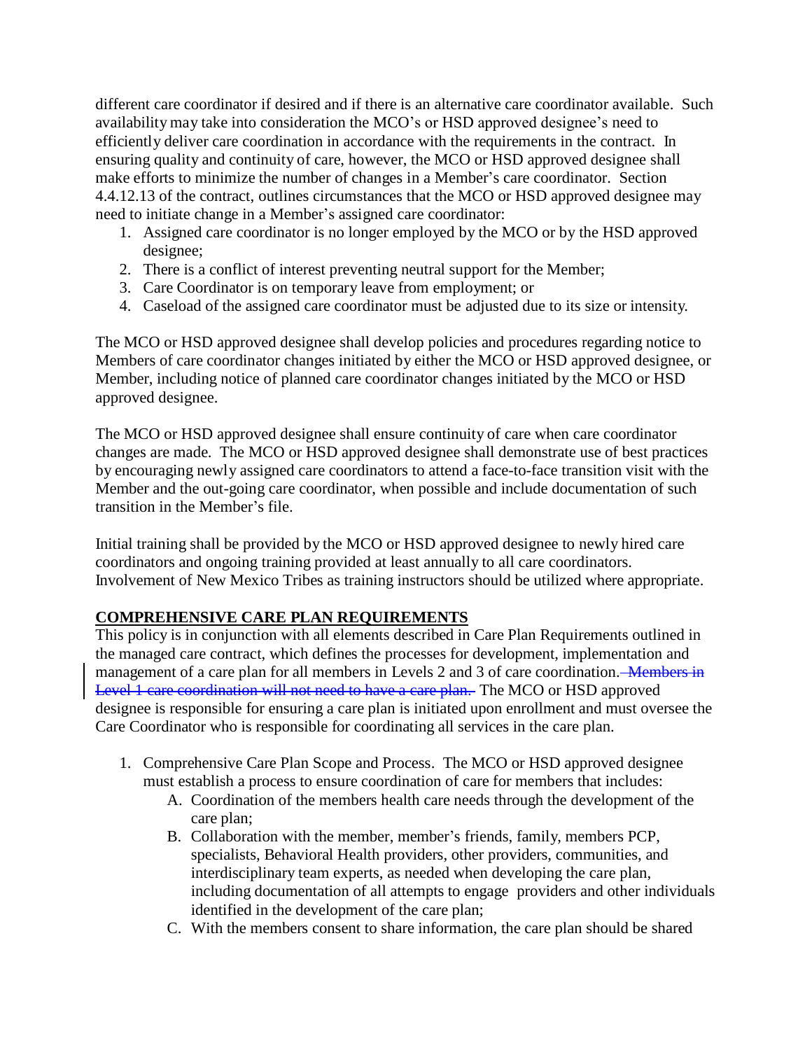different care coordinator if desired and if there is an alternative care coordinator available. Such availability may take into consideration the MCO's or HSD approved designee's need to efficiently deliver care coordination in accordance with the requirements in the contract. In ensuring quality and continuity of care, however, the MCO or HSD approved designee shall make efforts to minimize the number of changes in a Member's care coordinator. Section 4.4.12.13 of the contract, outlines circumstances that the MCO or HSD approved designee may need to initiate change in a Member's assigned care coordinator:

1. Assigned care coordinator is no longer employed by the MCO or by the HSD approved designee;
2. There is a conflict of interest preventing neutral support for the Member;
3. Care Coordinator is on temporary leave from employment; or
4. Caseload of the assigned care coordinator must be adjusted due to its size or intensity.

The MCO or HSD approved designee shall develop policies and procedures regarding notice to Members of care coordinator changes initiated by either the MCO or HSD approved designee, or Member, including notice of planned care coordinator changes initiated by the MCO or HSD approved designee.

The MCO or HSD approved designee shall ensure continuity of care when care coordinator changes are made. The MCO or HSD approved designee shall demonstrate use of best practices by encouraging newly assigned care coordinators to attend a face-to-face transition visit with the Member and the out-going care coordinator, when possible and include documentation of such transition in the Member's file.

Initial training shall be provided by the MCO or HSD approved designee to newly hired care coordinators and ongoing training provided at least annually to all care coordinators. Involvement of New Mexico Tribes as training instructors should be utilized where appropriate.

**COMPREHENSIVE CARE PLAN REQUIREMENTS**

This policy is in conjunction with all elements described in Care Plan Requirements outlined in the managed care contract, which defines the processes for development, implementation and management of a care plan for all members in Levels 2 and 3 of care coordination. ~~Members in Level 1 care coordination will not need to have a care plan.~~ The MCO or HSD approved designee is responsible for ensuring a care plan is initiated upon enrollment and must oversee the Care Coordinator who is responsible for coordinating all services in the care plan.

1. Comprehensive Care Plan Scope and Process. The MCO or HSD approved designee must establish a process to ensure coordination of care for members that includes:
   A. Coordination of the members health care needs through the development of the care plan;
   B. Collaboration with the member, member's friends, family, members PCP, specialists, Behavioral Health providers, other providers, communities, and interdisciplinary team experts, as needed when developing the care plan, including documentation of all attempts to engage providers and other individuals identified in the development of the care plan;
   C. With the members consent to share information, the care plan should be shared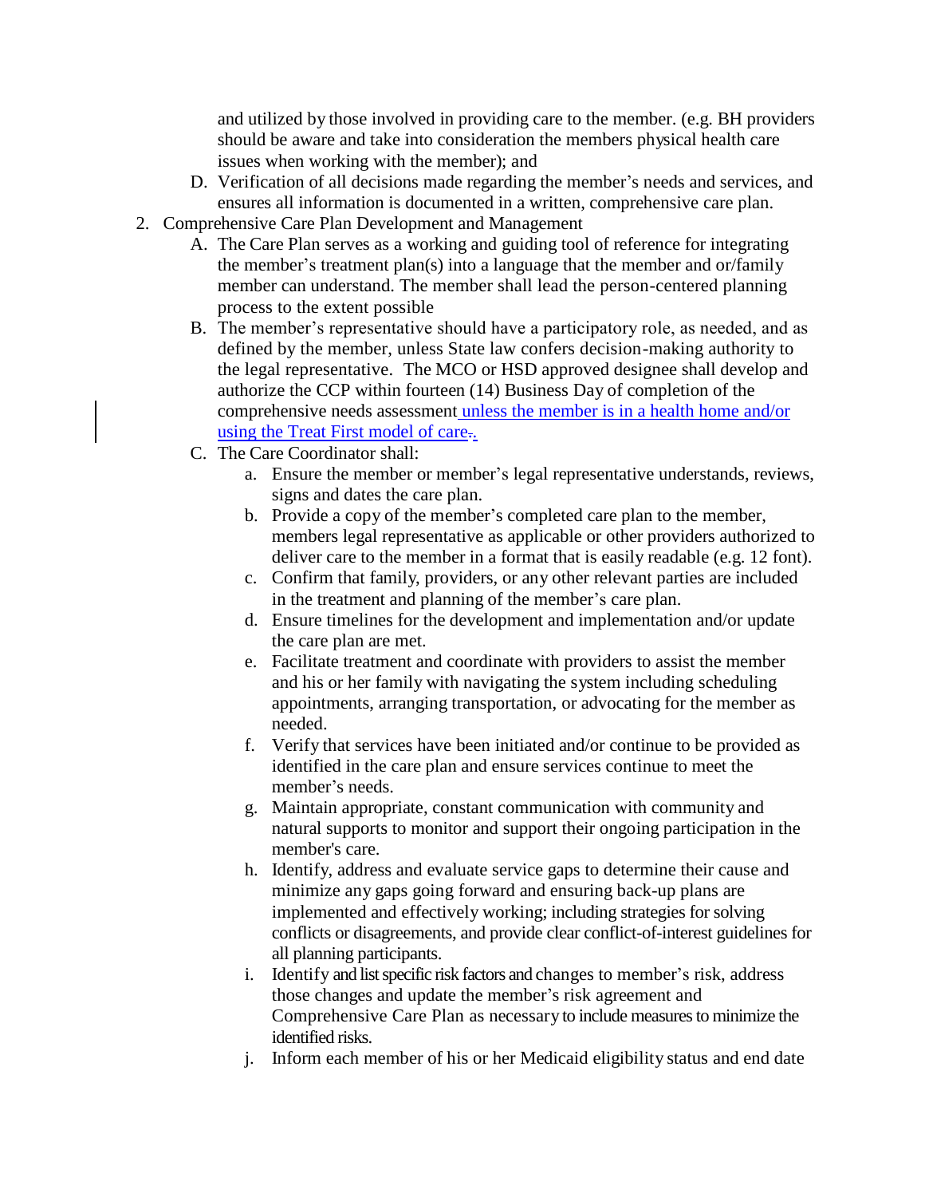and utilized by those involved in providing care to the member. (e.g. BH providers should be aware and take into consideration the members physical health care issues when working with the member); and

D. Verification of all decisions made regarding the member's needs and services, and ensures all information is documented in a written, comprehensive care plan.

2. Comprehensive Care Plan Development and Management
   A. The Care Plan serves as a working and guiding tool of reference for integrating the member's treatment plan(s) into a language that the member and or/family member can understand. The member shall lead the person-centered planning process to the extent possible
   B. The member's representative should have a participatory role, as needed, and as defined by the member, unless State law confers decision-making authority to the legal representative. The MCO or HSD approved designee shall develop and authorize the CCP within fourteen (14) Business Day of completion of the comprehensive needs assessment unless the member is in a health home and/or using the Treat First model of care..
   C. The Care Coordinator shall:
      a. Ensure the member or member's legal representative understands, reviews, signs and dates the care plan.
      b. Provide a copy of the member's completed care plan to the member, members legal representative as applicable or other providers authorized to deliver care to the member in a format that is easily readable (e.g. 12 font).
      c. Confirm that family, providers, or any other relevant parties are included in the treatment and planning of the member's care plan.
      d. Ensure timelines for the development and implementation and/or update the care plan are met.
      e. Facilitate treatment and coordinate with providers to assist the member and his or her family with navigating the system including scheduling appointments, arranging transportation, or advocating for the member as needed.
      f. Verify that services have been initiated and/or continue to be provided as identified in the care plan and ensure services continue to meet the member's needs.
      g. Maintain appropriate, constant communication with community and natural supports to monitor and support their ongoing participation in the member's care.
      h. Identify, address and evaluate service gaps to determine their cause and minimize any gaps going forward and ensuring back-up plans are implemented and effectively working; including strategies for solving conflicts or disagreements, and provide clear conflict-of-interest guidelines for all planning participants.
      i. Identify and list specific risk factors and changes to member's risk, address those changes and update the member's risk agreement and Comprehensive Care Plan as necessary to include measures to minimize the identified risks.
      j. Inform each member of his or her Medicaid eligibility status and end date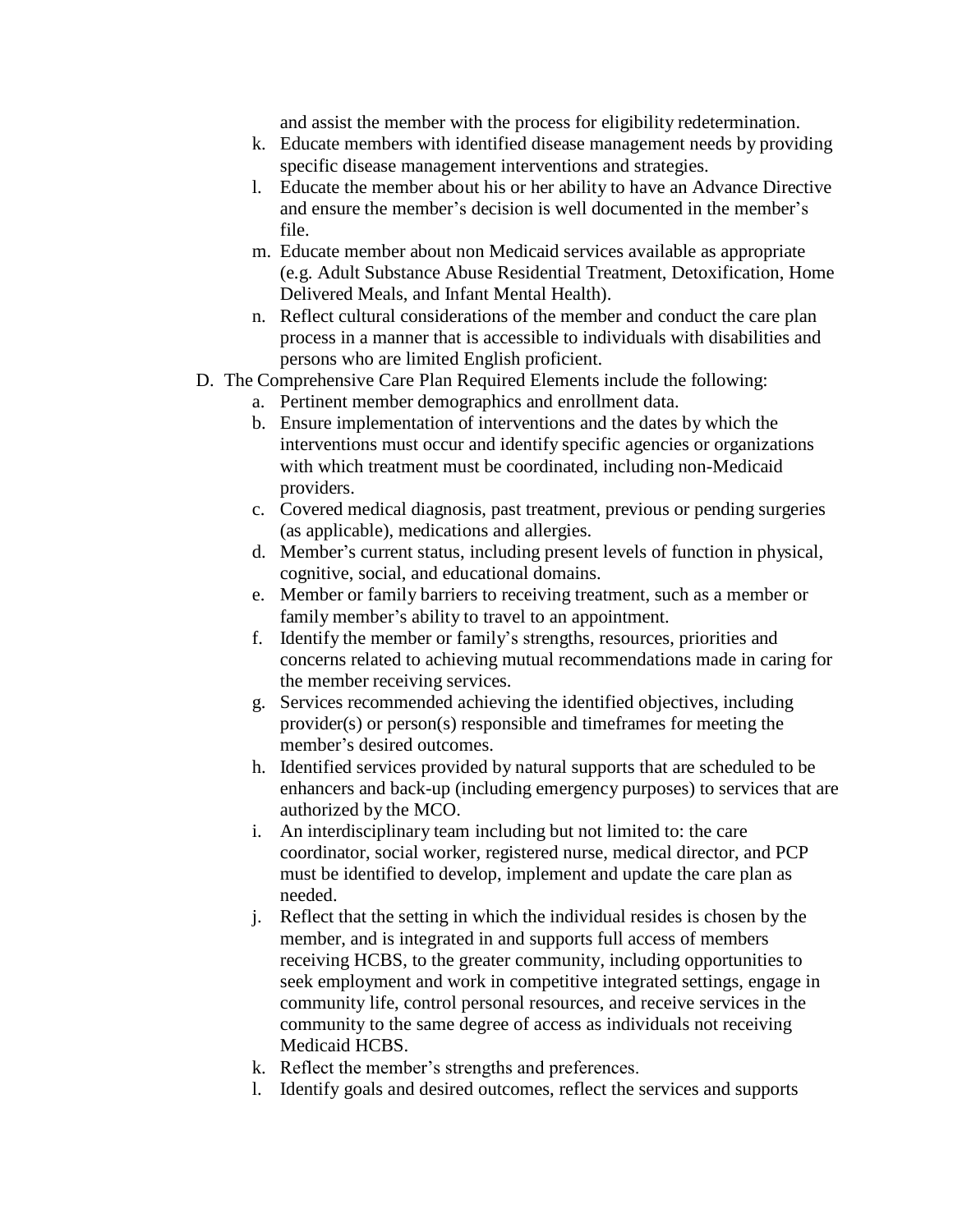and assist the member with the process for eligibility redetermination.

k. Educate members with identified disease management needs by providing specific disease management interventions and strategies.
l. Educate the member about his or her ability to have an Advance Directive and ensure the member's decision is well documented in the member's file.
m. Educate member about non Medicaid services available as appropriate (e.g. Adult Substance Abuse Residential Treatment, Detoxification, Home Delivered Meals, and Infant Mental Health).
n. Reflect cultural considerations of the member and conduct the care plan process in a manner that is accessible to individuals with disabilities and persons who are limited English proficient.

D. The Comprehensive Care Plan Required Elements include the following:

a. Pertinent member demographics and enrollment data.
b. Ensure implementation of interventions and the dates by which the interventions must occur and identify specific agencies or organizations with which treatment must be coordinated, including non-Medicaid providers.
c. Covered medical diagnosis, past treatment, previous or pending surgeries (as applicable), medications and allergies.
d. Member's current status, including present levels of function in physical, cognitive, social, and educational domains.
e. Member or family barriers to receiving treatment, such as a member or family member's ability to travel to an appointment.
f. Identify the member or family's strengths, resources, priorities and concerns related to achieving mutual recommendations made in caring for the member receiving services.
g. Services recommended achieving the identified objectives, including provider(s) or person(s) responsible and timeframes for meeting the member's desired outcomes.
h. Identified services provided by natural supports that are scheduled to be enhancers and back-up (including emergency purposes) to services that are authorized by the MCO.
i. An interdisciplinary team including but not limited to: the care coordinator, social worker, registered nurse, medical director, and PCP must be identified to develop, implement and update the care plan as needed.
j. Reflect that the setting in which the individual resides is chosen by the member, and is integrated in and supports full access of members receiving HCBS, to the greater community, including opportunities to seek employment and work in competitive integrated settings, engage in community life, control personal resources, and receive services in the community to the same degree of access as individuals not receiving Medicaid HCBS.
k. Reflect the member's strengths and preferences.
l. Identify goals and desired outcomes, reflect the services and supports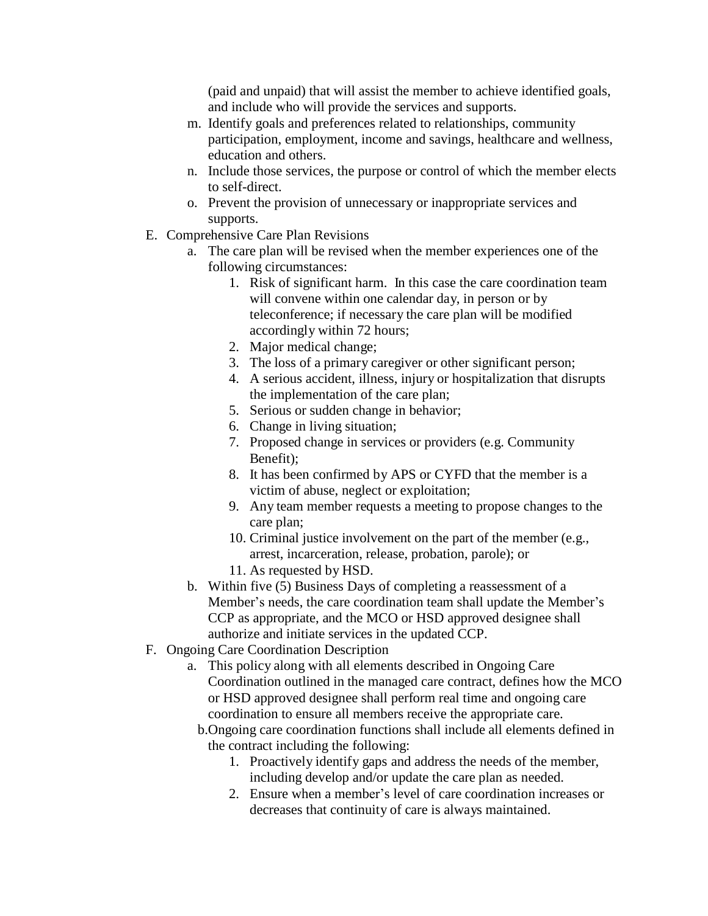(paid and unpaid) that will assist the member to achieve identified goals, and include who will provide the services and supports.

m. Identify goals and preferences related to relationships, community participation, employment, income and savings, healthcare and wellness, education and others.
n. Include those services, the purpose or control of which the member elects to self-direct.
o. Prevent the provision of unnecessary or inappropriate services and supports.

E. Comprehensive Care Plan Revisions

a. The care plan will be revised when the member experiences one of the following circumstances:
   1. Risk of significant harm. In this case the care coordination team will convene within one calendar day, in person or by teleconference; if necessary the care plan will be modified accordingly within 72 hours;
   2. Major medical change;
   3. The loss of a primary caregiver or other significant person;
   4. A serious accident, illness, injury or hospitalization that disrupts the implementation of the care plan;
   5. Serious or sudden change in behavior;
   6. Change in living situation;
   7. Proposed change in services or providers (e.g. Community Benefit);
   8. It has been confirmed by APS or CYFD that the member is a victim of abuse, neglect or exploitation;
   9. Any team member requests a meeting to propose changes to the care plan;
   10. Criminal justice involvement on the part of the member (e.g., arrest, incarceration, release, probation, parole); or
   11. As requested by HSD.
b. Within five (5) Business Days of completing a reassessment of a Member's needs, the care coordination team shall update the Member's CCP as appropriate, and the MCO or HSD approved designee shall authorize and initiate services in the updated CCP.

F. Ongoing Care Coordination Description

a. This policy along with all elements described in Ongoing Care Coordination outlined in the managed care contract, defines how the MCO or HSD approved designee shall perform real time and ongoing care coordination to ensure all members receive the appropriate care.
b. Ongoing care coordination functions shall include all elements defined in the contract including the following:
   1. Proactively identify gaps and address the needs of the member, including develop and/or update the care plan as needed.
   2. Ensure when a member's level of care coordination increases or decreases that continuity of care is always maintained.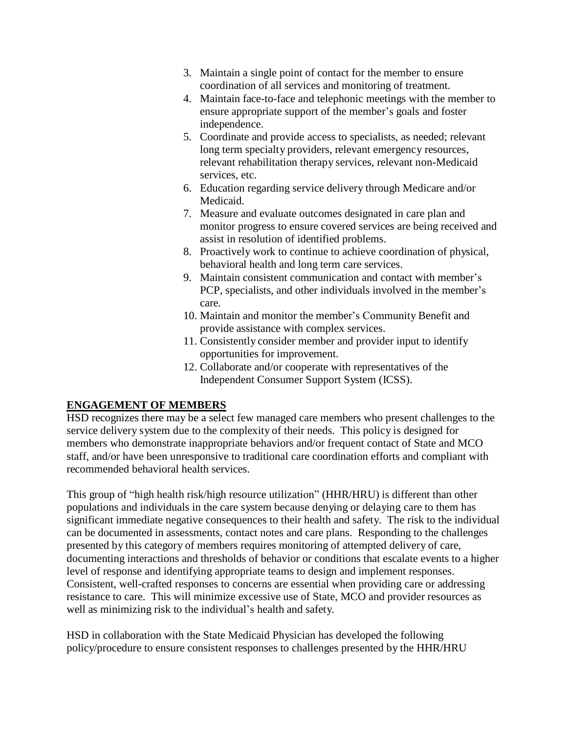3. Maintain a single point of contact for the member to ensure coordination of all services and monitoring of treatment.
4. Maintain face-to-face and telephonic meetings with the member to ensure appropriate support of the member's goals and foster independence.
5. Coordinate and provide access to specialists, as needed; relevant long term specialty providers, relevant emergency resources, relevant rehabilitation therapy services, relevant non-Medicaid services, etc.
6. Education regarding service delivery through Medicare and/or Medicaid.
7. Measure and evaluate outcomes designated in care plan and monitor progress to ensure covered services are being received and assist in resolution of identified problems.
8. Proactively work to continue to achieve coordination of physical, behavioral health and long term care services.
9. Maintain consistent communication and contact with member's PCP, specialists, and other individuals involved in the member's care.
10. Maintain and monitor the member's Community Benefit and provide assistance with complex services.
11. Consistently consider member and provider input to identify opportunities for improvement.
12. Collaborate and/or cooperate with representatives of the Independent Consumer Support System (ICSS).

## ENGAGEMENT OF MEMBERS

HSD recognizes there may be a select few managed care members who present challenges to the service delivery system due to the complexity of their needs. This policy is designed for members who demonstrate inappropriate behaviors and/or frequent contact of State and MCO staff, and/or have been unresponsive to traditional care coordination efforts and compliant with recommended behavioral health services.

This group of "high health risk/high resource utilization" (HHR/HRU) is different than other populations and individuals in the care system because denying or delaying care to them has significant immediate negative consequences to their health and safety. The risk to the individual can be documented in assessments, contact notes and care plans. Responding to the challenges presented by this category of members requires monitoring of attempted delivery of care, documenting interactions and thresholds of behavior or conditions that escalate events to a higher level of response and identifying appropriate teams to design and implement responses. Consistent, well-crafted responses to concerns are essential when providing care or addressing resistance to care. This will minimize excessive use of State, MCO and provider resources as well as minimizing risk to the individual's health and safety.

HSD in collaboration with the State Medicaid Physician has developed the following policy/procedure to ensure consistent responses to challenges presented by the HHR/HRU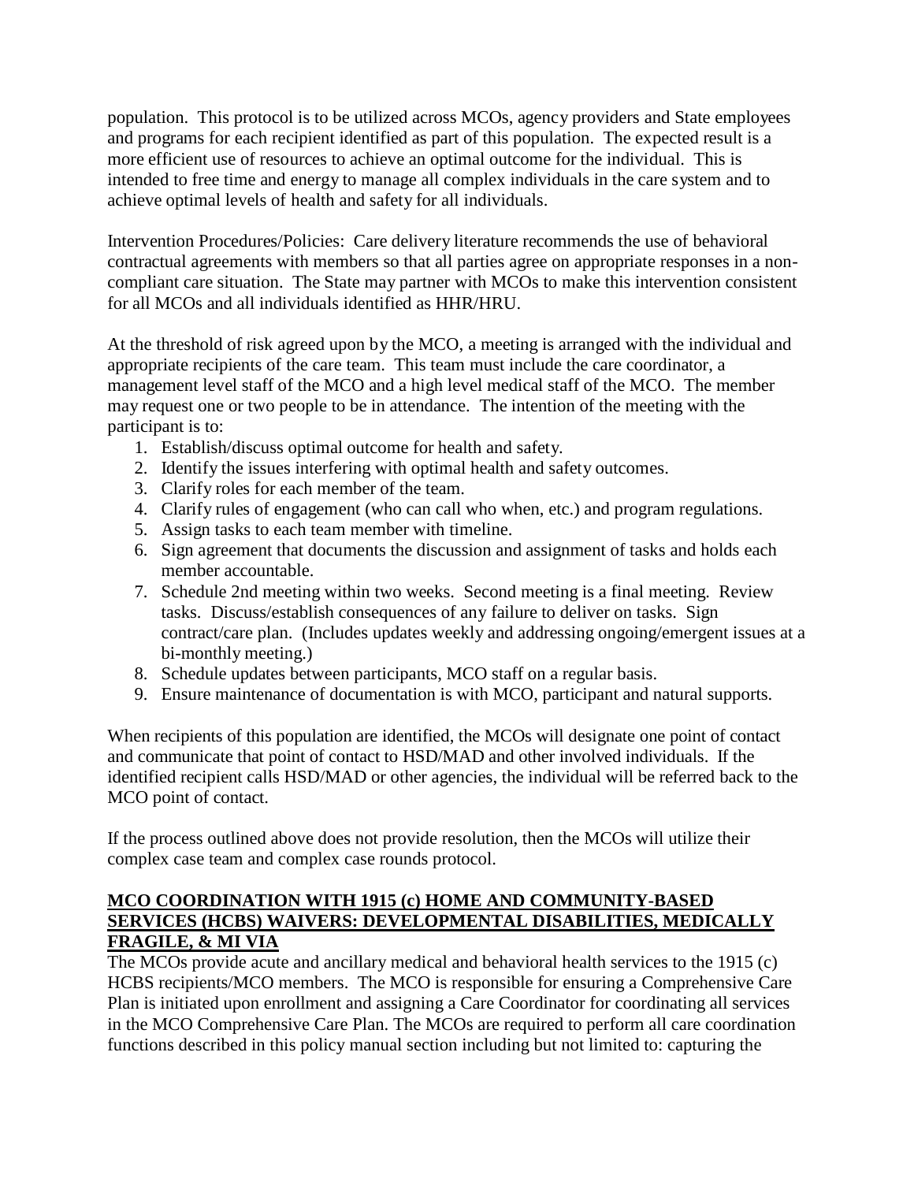population. This protocol is to be utilized across MCOs, agency providers and State employees and programs for each recipient identified as part of this population. The expected result is a more efficient use of resources to achieve an optimal outcome for the individual. This is intended to free time and energy to manage all complex individuals in the care system and to achieve optimal levels of health and safety for all individuals.

Intervention Procedures/Policies: Care delivery literature recommends the use of behavioral contractual agreements with members so that all parties agree on appropriate responses in a non-compliant care situation. The State may partner with MCOs to make this intervention consistent for all MCOs and all individuals identified as HHR/HRU.

At the threshold of risk agreed upon by the MCO, a meeting is arranged with the individual and appropriate recipients of the care team. This team must include the care coordinator, a management level staff of the MCO and a high level medical staff of the MCO. The member may request one or two people to be in attendance. The intention of the meeting with the participant is to:

1. Establish/discuss optimal outcome for health and safety.
2. Identify the issues interfering with optimal health and safety outcomes.
3. Clarify roles for each member of the team.
4. Clarify rules of engagement (who can call who when, etc.) and program regulations.
5. Assign tasks to each team member with timeline.
6. Sign agreement that documents the discussion and assignment of tasks and holds each member accountable.
7. Schedule 2nd meeting within two weeks. Second meeting is a final meeting. Review tasks. Discuss/establish consequences of any failure to deliver on tasks. Sign contract/care plan. (Includes updates weekly and addressing ongoing/emergent issues at a bi-monthly meeting.)
8. Schedule updates between participants, MCO staff on a regular basis.
9. Ensure maintenance of documentation is with MCO, participant and natural supports.

When recipients of this population are identified, the MCOs will designate one point of contact and communicate that point of contact to HSD/MAD and other involved individuals. If the identified recipient calls HSD/MAD or other agencies, the individual will be referred back to the MCO point of contact.

If the process outlined above does not provide resolution, then the MCOs will utilize their complex case team and complex case rounds protocol.

**MCO COORDINATION WITH 1915 (c) HOME AND COMMUNITY-BASED SERVICES (HCBS) WAIVERS: DEVELOPMENTAL DISABILITIES, MEDICALLY FRAGILE, & MI VIA**

The MCOs provide acute and ancillary medical and behavioral health services to the 1915 (c) HCBS recipients/MCO members. The MCO is responsible for ensuring a Comprehensive Care Plan is initiated upon enrollment and assigning a Care Coordinator for coordinating all services in the MCO Comprehensive Care Plan. The MCOs are required to perform all care coordination functions described in this policy manual section including but not limited to: capturing the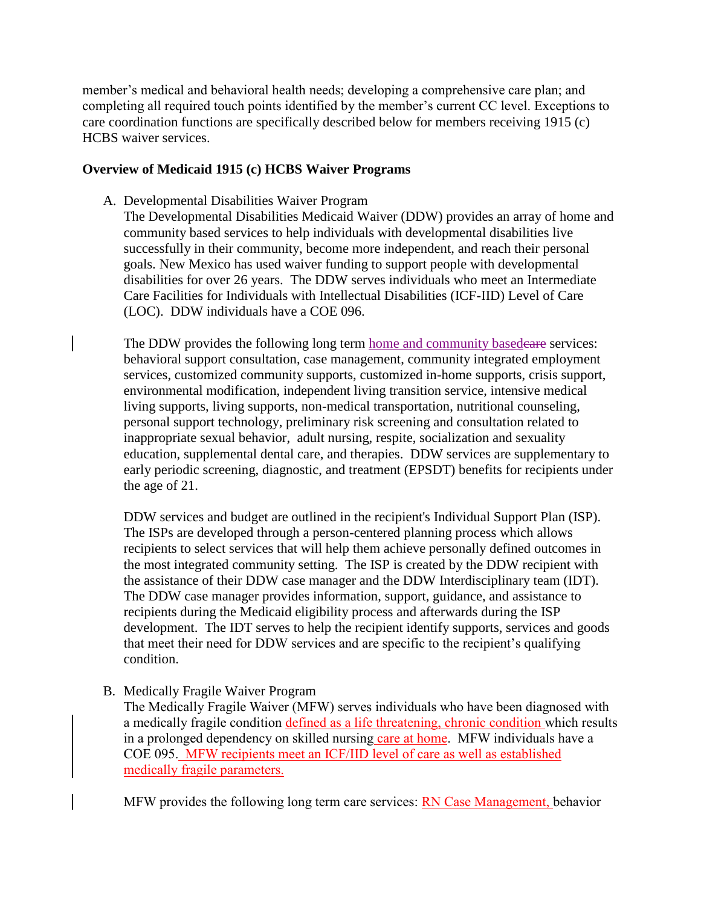member's medical and behavioral health needs; developing a comprehensive care plan; and completing all required touch points identified by the member's current CC level. Exceptions to care coordination functions are specifically described below for members receiving 1915 (c) HCBS waiver services.

**Overview of Medicaid 1915 (c) HCBS Waiver Programs**

A. Developmental Disabilities Waiver Program

The Developmental Disabilities Medicaid Waiver (DDW) provides an array of home and community based services to help individuals with developmental disabilities live successfully in their community, become more independent, and reach their personal goals. New Mexico has used waiver funding to support people with developmental disabilities for over 26 years. The DDW serves individuals who meet an Intermediate Care Facilities for Individuals with Intellectual Disabilities (ICF-IID) Level of Care (LOC). DDW individuals have a COE 096.

The DDW provides the following long term home and community based~~care~~ services: behavioral support consultation, case management, community integrated employment services, customized community supports, customized in-home supports, crisis support, environmental modification, independent living transition service, intensive medical living supports, living supports, non-medical transportation, nutritional counseling, personal support technology, preliminary risk screening and consultation related to inappropriate sexual behavior, adult nursing, respite, socialization and sexuality education, supplemental dental care, and therapies. DDW services are supplementary to early periodic screening, diagnostic, and treatment (EPSDT) benefits for recipients under the age of 21.

DDW services and budget are outlined in the recipient's Individual Support Plan (ISP). The ISPs are developed through a person-centered planning process which allows recipients to select services that will help them achieve personally defined outcomes in the most integrated community setting. The ISP is created by the DDW recipient with the assistance of their DDW case manager and the DDW Interdisciplinary team (IDT). The DDW case manager provides information, support, guidance, and assistance to recipients during the Medicaid eligibility process and afterwards during the ISP development. The IDT serves to help the recipient identify supports, services and goods that meet their need for DDW services and are specific to the recipient's qualifying condition.

B. Medically Fragile Waiver Program

The Medically Fragile Waiver (MFW) serves individuals who have been diagnosed with a medically fragile condition defined as a life threatening, chronic condition which results in a prolonged dependency on skilled nursing care at home. MFW individuals have a COE 095. MFW recipients meet an ICF/IID level of care as well as established medically fragile parameters.

MFW provides the following long term care services: RN Case Management, behavior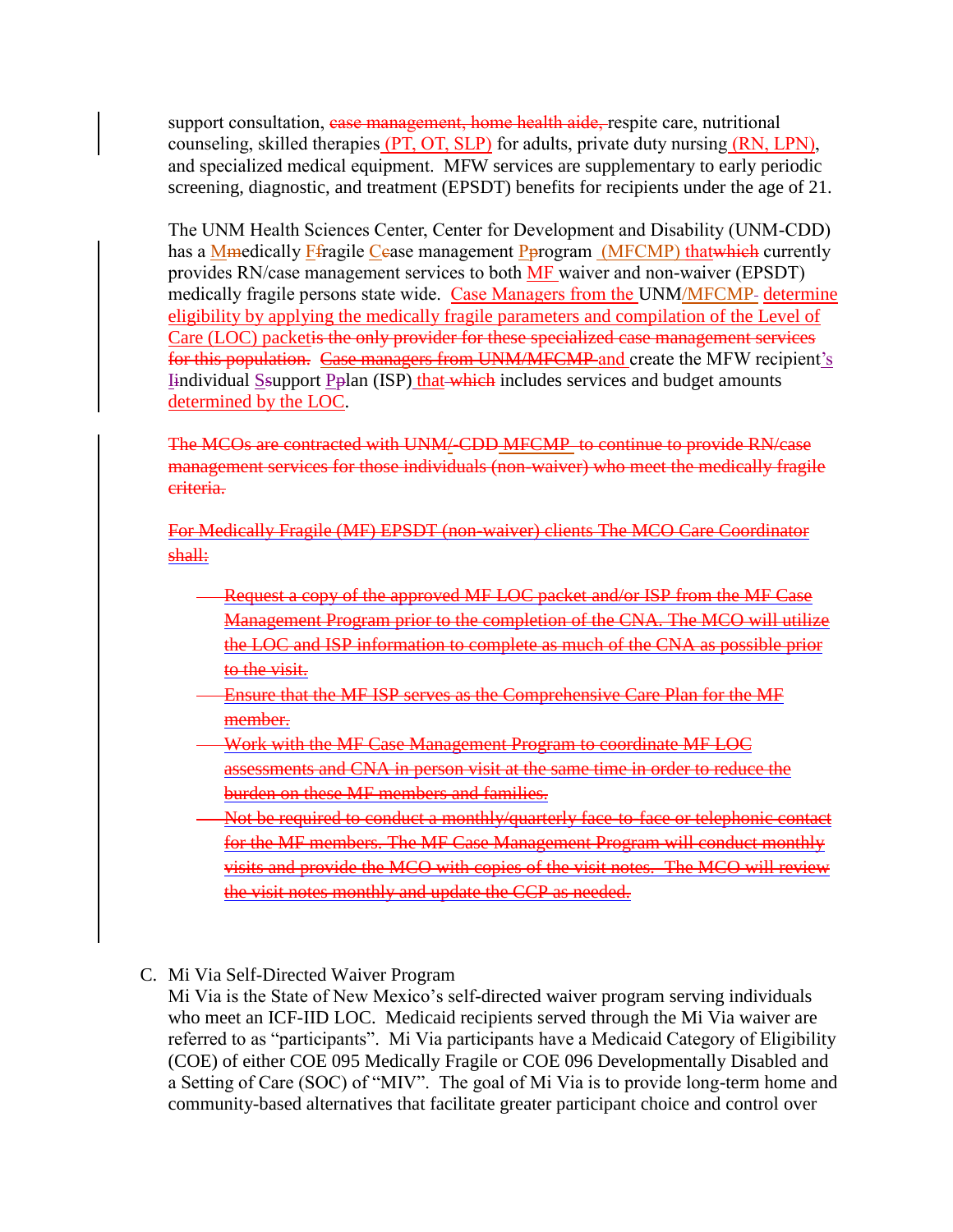support consultation, ~~case management, home health aide,~~ respite care, nutritional counseling, skilled therapies (PT, OT, SLP) for adults, private duty nursing (RN, LPN), and specialized medical equipment. MFW services are supplementary to early periodic screening, diagnostic, and treatment (EPSDT) benefits for recipients under the age of 21.

The UNM Health Sciences Center, Center for Development and Disability (UNM-CDD) has a M~~m~~edically F~~f~~ragile C~~c~~ase management P~~p~~rogram (MFCMP) that~~which~~ currently provides RN/case management services to both MF waiver and non-waiver (EPSDT) medically fragile persons state wide. Case Managers from the UNM/MFCMP- determine eligibility by applying the medically fragile parameters and compilation of the Level of Care (LOC) packet~~is the only provider for these specialized case management services for this population.~~ ~~Case managers from UNM/MFCMP~~ and create the MFW recipient's I~~i~~ndividual S~~s~~upport P~~p~~lan (ISP) that ~~which~~ includes services and budget amounts determined by the LOC.

~~The MCOs are contracted with UNM/-CDD MFCMP to continue to provide RN/case management services for those individuals (non-waiver) who meet the medically fragile criteria.~~

~~For Medically Fragile (MF) EPSDT (non-waiver) clients The MCO Care Coordinator shall:~~

- ~~Request a copy of the approved MF LOC packet and/or ISP from the MF Case Management Program prior to the completion of the CNA. The MCO will utilize the LOC and ISP information to complete as much of the CNA as possible prior to the visit.~~
- ~~Ensure that the MF ISP serves as the Comprehensive Care Plan for the MF member.~~
- ~~Work with the MF Case Management Program to coordinate MF LOC assessments and CNA in person visit at the same time in order to reduce the burden on these MF members and families.~~
- ~~Not be required to conduct a monthly/quarterly face-to-face or telephonic contact for the MF members. The MF Case Management Program will conduct monthly visits and provide the MCO with copies of the visit notes. The MCO will review the visit notes monthly and update the CCP as needed.~~

C. Mi Via Self-Directed Waiver Program

Mi Via is the State of New Mexico's self-directed waiver program serving individuals who meet an ICF-IID LOC. Medicaid recipients served through the Mi Via waiver are referred to as "participants". Mi Via participants have a Medicaid Category of Eligibility (COE) of either COE 095 Medically Fragile or COE 096 Developmentally Disabled and a Setting of Care (SOC) of "MIV". The goal of Mi Via is to provide long-term home and community-based alternatives that facilitate greater participant choice and control over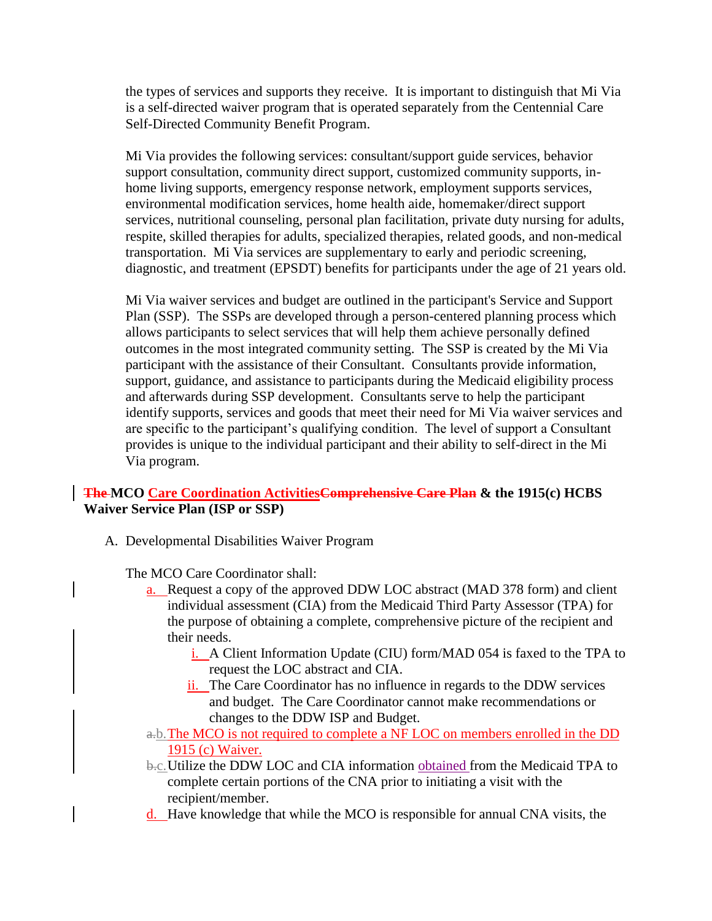the types of services and supports they receive. It is important to distinguish that Mi Via is a self-directed waiver program that is operated separately from the Centennial Care Self-Directed Community Benefit Program.

Mi Via provides the following services: consultant/support guide services, behavior support consultation, community direct support, customized community supports, in-home living supports, emergency response network, employment supports services, environmental modification services, home health aide, homemaker/direct support services, nutritional counseling, personal plan facilitation, private duty nursing for adults, respite, skilled therapies for adults, specialized therapies, related goods, and non-medical transportation. Mi Via services are supplementary to early and periodic screening, diagnostic, and treatment (EPSDT) benefits for participants under the age of 21 years old.

Mi Via waiver services and budget are outlined in the participant's Service and Support Plan (SSP). The SSPs are developed through a person-centered planning process which allows participants to select services that will help them achieve personally defined outcomes in the most integrated community setting. The SSP is created by the Mi Via participant with the assistance of their Consultant. Consultants provide information, support, guidance, and assistance to participants during the Medicaid eligibility process and afterwards during SSP development. Consultants serve to help the participant identify supports, services and goods that meet their need for Mi Via waiver services and are specific to the participant's qualifying condition. The level of support a Consultant provides is unique to the individual participant and their ability to self-direct in the Mi Via program.

**~~The~~ MCO Care Coordination Activities~~Comprehensive Care Plan~~ & the 1915(c) HCBS Waiver Service Plan (ISP or SSP)**

A. Developmental Disabilities Waiver Program

The MCO Care Coordinator shall:

a. Request a copy of the approved DDW LOC abstract (MAD 378 form) and client individual assessment (CIA) from the Medicaid Third Party Assessor (TPA) for the purpose of obtaining a complete, comprehensive picture of the recipient and their needs.
   i. A Client Information Update (CIU) form/MAD 054 is faxed to the TPA to request the LOC abstract and CIA.
   ii. The Care Coordinator has no influence in regards to the DDW services and budget. The Care Coordinator cannot make recommendations or changes to the DDW ISP and Budget.

~~a.~~b. The MCO is not required to complete a NF LOC on members enrolled in the DD 1915 (c) Waiver.

~~b.~~c. Utilize the DDW LOC and CIA information obtained from the Medicaid TPA to complete certain portions of the CNA prior to initiating a visit with the recipient/member.

d. Have knowledge that while the MCO is responsible for annual CNA visits, the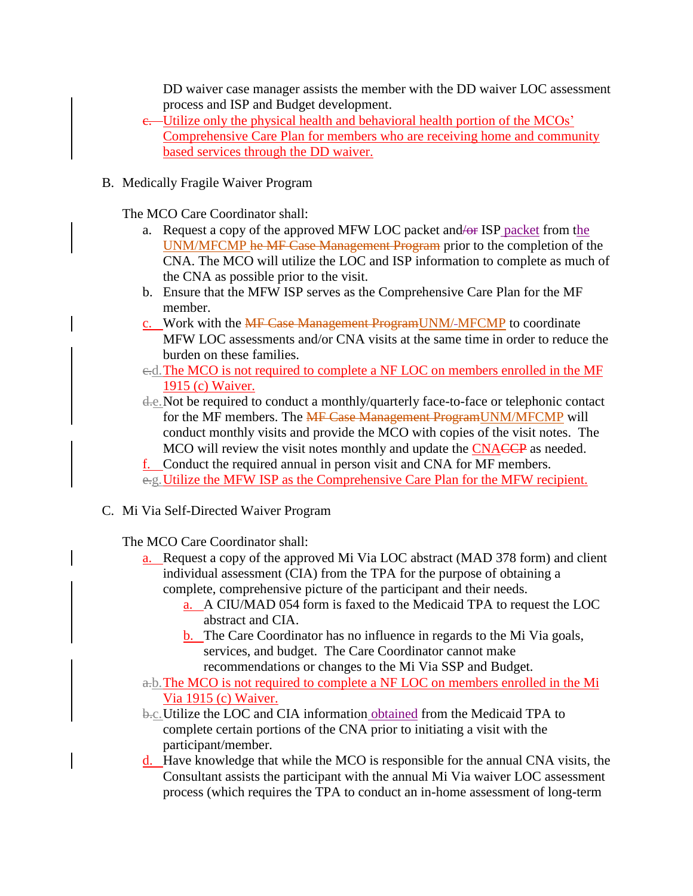DD waiver case manager assists the member with the DD waiver LOC assessment process and ISP and Budget development.

c. Utilize only the physical health and behavioral health portion of the MCOs' Comprehensive Care Plan for members who are receiving home and community based services through the DD waiver.

B. Medically Fragile Waiver Program

The MCO Care Coordinator shall:

a. Request a copy of the approved MFW LOC packet and/or ISP packet from the UNM/MFCMP he MF Case Management Program prior to the completion of the CNA. The MCO will utilize the LOC and ISP information to complete as much of the CNA as possible prior to the visit.
b. Ensure that the MFW ISP serves as the Comprehensive Care Plan for the MF member.
c. Work with the MF Case Management ProgramUNM/-MFCMP to coordinate MFW LOC assessments and/or CNA visits at the same time in order to reduce the burden on these families.
c.d. The MCO is not required to complete a NF LOC on members enrolled in the MF 1915 (c) Waiver.
d.e. Not be required to conduct a monthly/quarterly face-to-face or telephonic contact for the MF members. The MF Case Management ProgramUNM/MFCMP will conduct monthly visits and provide the MCO with copies of the visit notes. The MCO will review the visit notes monthly and update the CNACCP as needed.
f. Conduct the required annual in person visit and CNA for MF members.
e.g. Utilize the MFW ISP as the Comprehensive Care Plan for the MFW recipient.

C. Mi Via Self-Directed Waiver Program

The MCO Care Coordinator shall:

a. Request a copy of the approved Mi Via LOC abstract (MAD 378 form) and client individual assessment (CIA) from the TPA for the purpose of obtaining a complete, comprehensive picture of the participant and their needs.
    a. A CIU/MAD 054 form is faxed to the Medicaid TPA to request the LOC abstract and CIA.
    b. The Care Coordinator has no influence in regards to the Mi Via goals, services, and budget. The Care Coordinator cannot make recommendations or changes to the Mi Via SSP and Budget.
a.b. The MCO is not required to complete a NF LOC on members enrolled in the Mi Via 1915 (c) Waiver.
b.c. Utilize the LOC and CIA information obtained from the Medicaid TPA to complete certain portions of the CNA prior to initiating a visit with the participant/member.
d. Have knowledge that while the MCO is responsible for the annual CNA visits, the Consultant assists the participant with the annual Mi Via waiver LOC assessment process (which requires the TPA to conduct an in-home assessment of long-term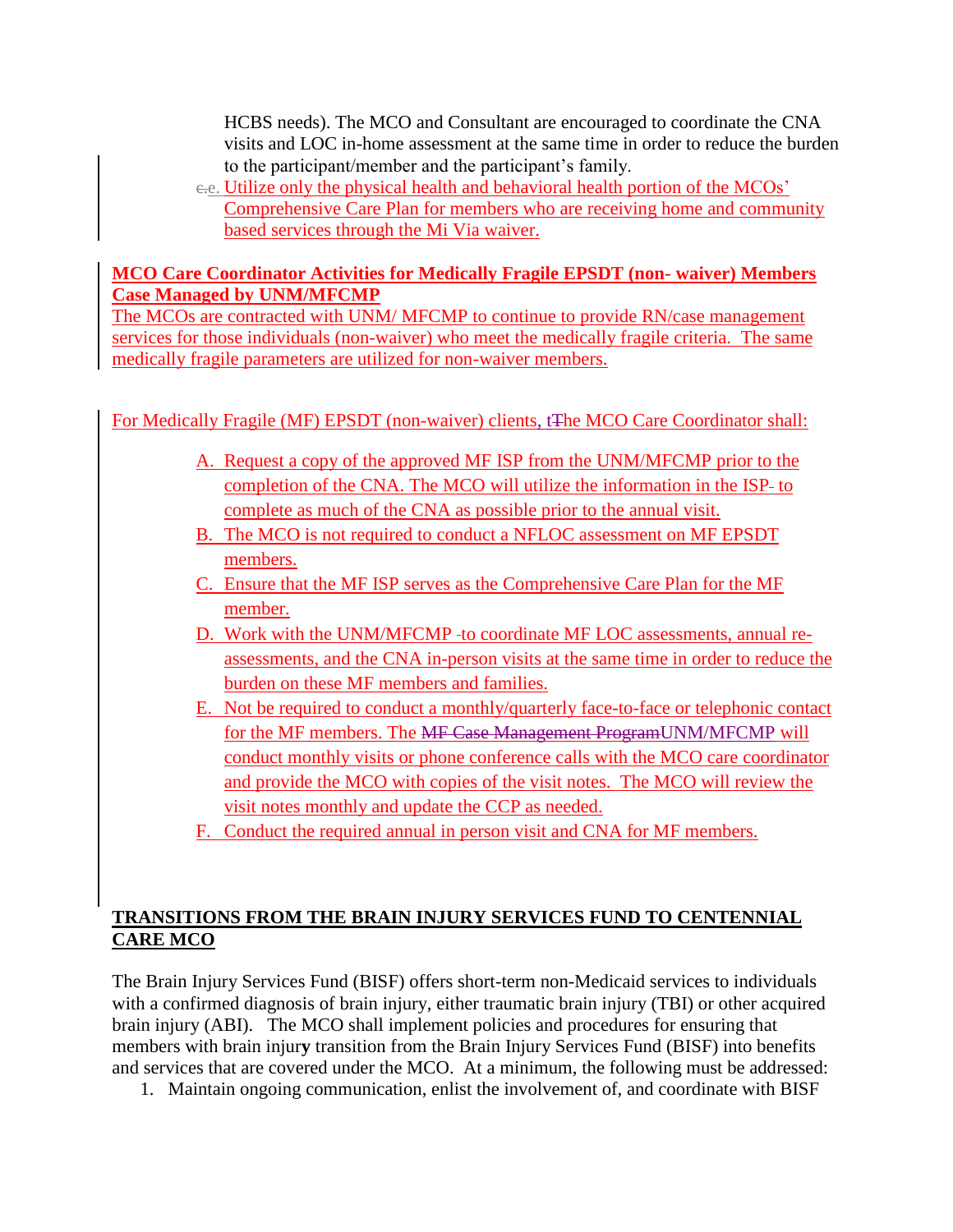HCBS needs). The MCO and Consultant are encouraged to coordinate the CNA visits and LOC in-home assessment at the same time in order to reduce the burden to the participant/member and the participant's family.

e. Utilize only the physical health and behavioral health portion of the MCOs' Comprehensive Care Plan for members who are receiving home and community based services through the Mi Via waiver.

**MCO Care Coordinator Activities for Medically Fragile EPSDT (non- waiver) Members Case Managed by UNM/MFCMP**

The MCOs are contracted with UNM/ MFCMP to continue to provide RN/case management services for those individuals (non-waiver) who meet the medically fragile criteria. The same medically fragile parameters are utilized for non-waiver members.

For Medically Fragile (MF) EPSDT (non-waiver) clients, the MCO Care Coordinator shall:

A. Request a copy of the approved MF ISP from the UNM/MFCMP prior to the completion of the CNA. The MCO will utilize the information in the ISP to complete as much of the CNA as possible prior to the annual visit.
B. The MCO is not required to conduct a NFLOC assessment on MF EPSDT members.
C. Ensure that the MF ISP serves as the Comprehensive Care Plan for the MF member.
D. Work with the UNM/MFCMP to coordinate MF LOC assessments, annual re-assessments, and the CNA in-person visits at the same time in order to reduce the burden on these MF members and families.
E. Not be required to conduct a monthly/quarterly face-to-face or telephonic contact for the MF members. The UNM/MFCMP will conduct monthly visits or phone conference calls with the MCO care coordinator and provide the MCO with copies of the visit notes. The MCO will review the visit notes monthly and update the CCP as needed.
F. Conduct the required annual in person visit and CNA for MF members.

**TRANSITIONS FROM THE BRAIN INJURY SERVICES FUND TO CENTENNIAL CARE MCO**

The Brain Injury Services Fund (BISF) offers short-term non-Medicaid services to individuals with a confirmed diagnosis of brain injury, either traumatic brain injury (TBI) or other acquired brain injury (ABI). The MCO shall implement policies and procedures for ensuring that members with brain injury transition from the Brain Injury Services Fund (BISF) into benefits and services that are covered under the MCO. At a minimum, the following must be addressed:

1. Maintain ongoing communication, enlist the involvement of, and coordinate with BISF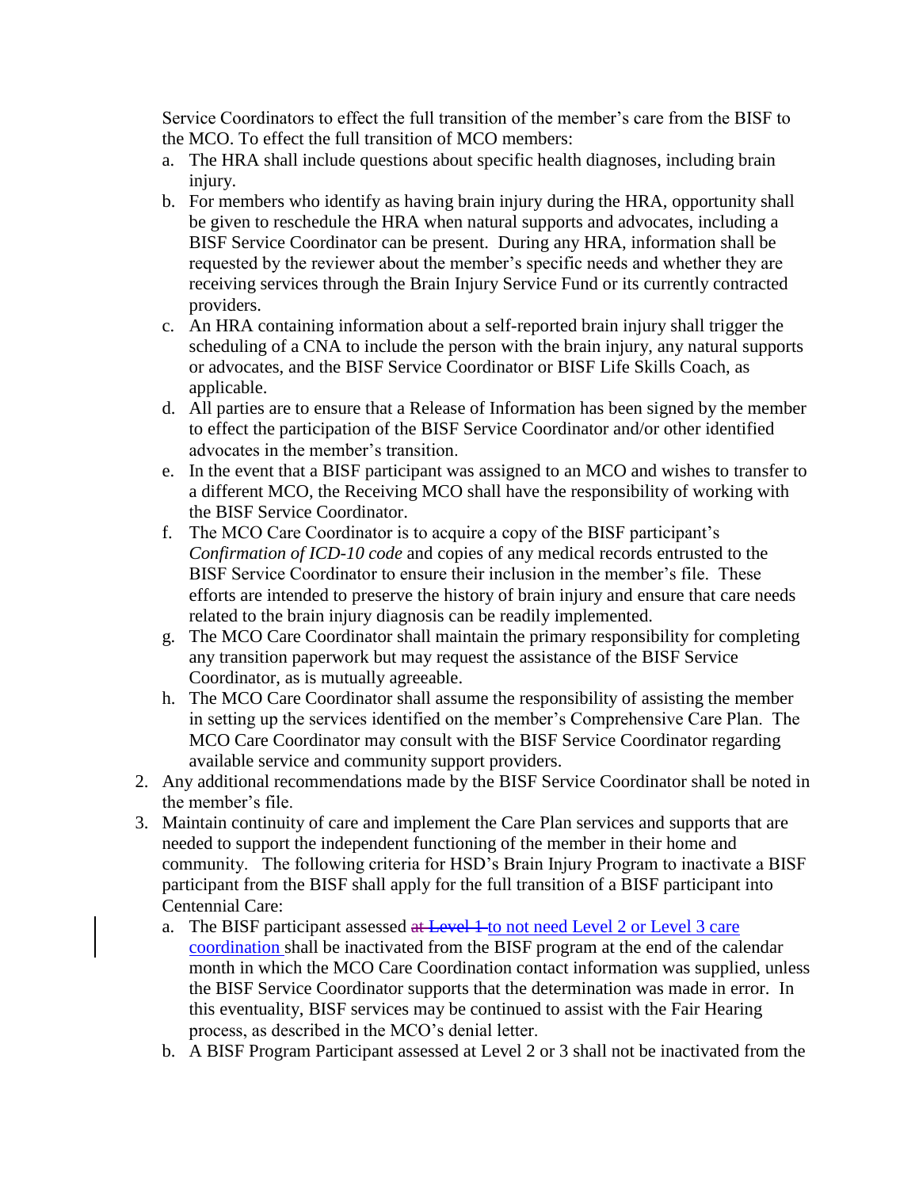Service Coordinators to effect the full transition of the member's care from the BISF to the MCO. To effect the full transition of MCO members:

a. The HRA shall include questions about specific health diagnoses, including brain injury.
b. For members who identify as having brain injury during the HRA, opportunity shall be given to reschedule the HRA when natural supports and advocates, including a BISF Service Coordinator can be present. During any HRA, information shall be requested by the reviewer about the member's specific needs and whether they are receiving services through the Brain Injury Service Fund or its currently contracted providers.
c. An HRA containing information about a self-reported brain injury shall trigger the scheduling of a CNA to include the person with the brain injury, any natural supports or advocates, and the BISF Service Coordinator or BISF Life Skills Coach, as applicable.
d. All parties are to ensure that a Release of Information has been signed by the member to effect the participation of the BISF Service Coordinator and/or other identified advocates in the member's transition.
e. In the event that a BISF participant was assigned to an MCO and wishes to transfer to a different MCO, the Receiving MCO shall have the responsibility of working with the BISF Service Coordinator.
f. The MCO Care Coordinator is to acquire a copy of the BISF participant's *Confirmation of ICD-10 code* and copies of any medical records entrusted to the BISF Service Coordinator to ensure their inclusion in the member's file. These efforts are intended to preserve the history of brain injury and ensure that care needs related to the brain injury diagnosis can be readily implemented.
g. The MCO Care Coordinator shall maintain the primary responsibility for completing any transition paperwork but may request the assistance of the BISF Service Coordinator, as is mutually agreeable.
h. The MCO Care Coordinator shall assume the responsibility of assisting the member in setting up the services identified on the member's Comprehensive Care Plan. The MCO Care Coordinator may consult with the BISF Service Coordinator regarding available service and community support providers.

2. Any additional recommendations made by the BISF Service Coordinator shall be noted in the member's file.
3. Maintain continuity of care and implement the Care Plan services and supports that are needed to support the independent functioning of the member in their home and community. The following criteria for HSD's Brain Injury Program to inactivate a BISF participant from the BISF shall apply for the full transition of a BISF participant into Centennial Care:
   a. The BISF participant assessed ~~at Level 1~~ to not need Level 2 or Level 3 care coordination shall be inactivated from the BISF program at the end of the calendar month in which the MCO Care Coordination contact information was supplied, unless the BISF Service Coordinator supports that the determination was made in error. In this eventuality, BISF services may be continued to assist with the Fair Hearing process, as described in the MCO's denial letter.
   b. A BISF Program Participant assessed at Level 2 or 3 shall not be inactivated from the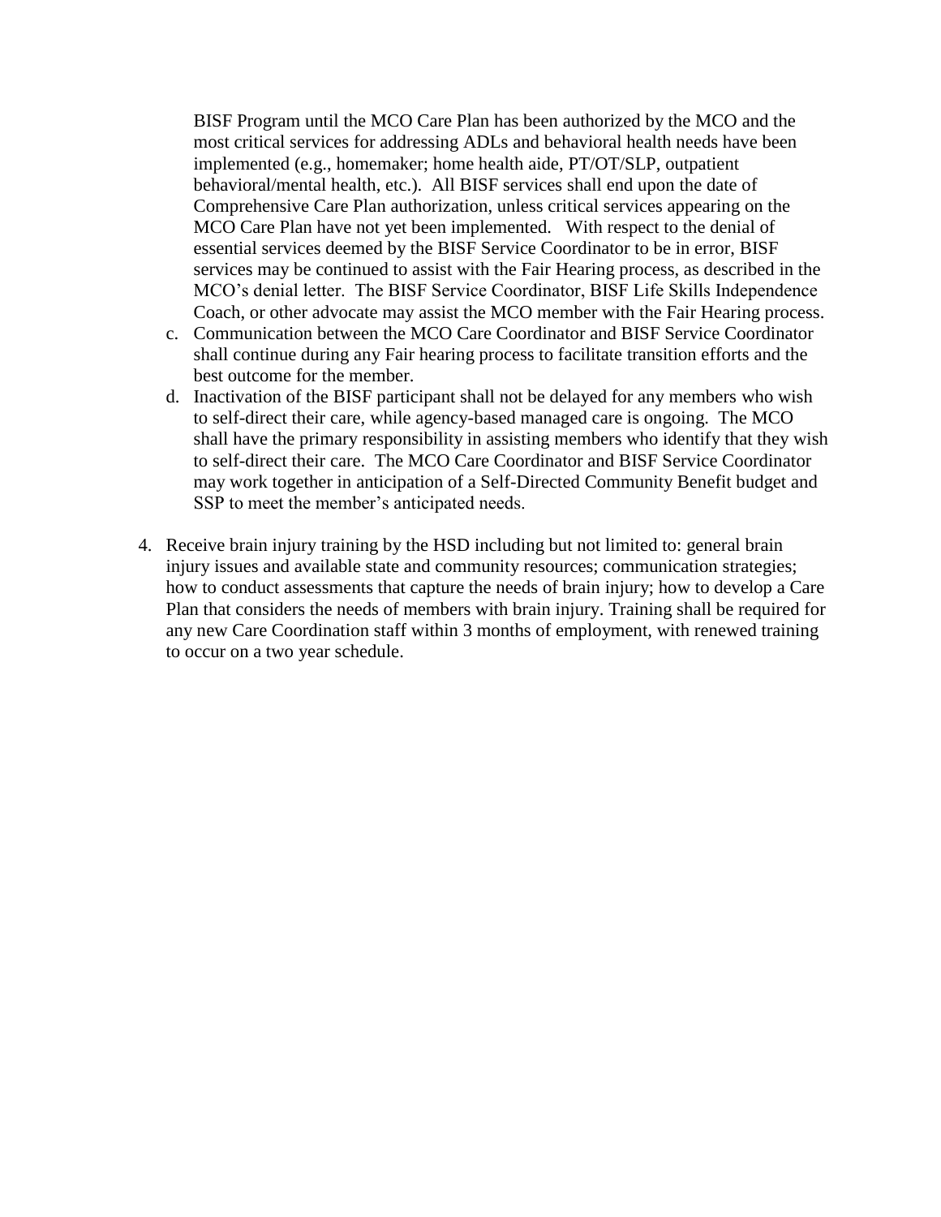BISF Program until the MCO Care Plan has been authorized by the MCO and the most critical services for addressing ADLs and behavioral health needs have been implemented (e.g., homemaker; home health aide, PT/OT/SLP, outpatient behavioral/mental health, etc.). All BISF services shall end upon the date of Comprehensive Care Plan authorization, unless critical services appearing on the MCO Care Plan have not yet been implemented. With respect to the denial of essential services deemed by the BISF Service Coordinator to be in error, BISF services may be continued to assist with the Fair Hearing process, as described in the MCO's denial letter. The BISF Service Coordinator, BISF Life Skills Independence Coach, or other advocate may assist the MCO member with the Fair Hearing process.

   c. Communication between the MCO Care Coordinator and BISF Service Coordinator shall continue during any Fair hearing process to facilitate transition efforts and the best outcome for the member.
   d. Inactivation of the BISF participant shall not be delayed for any members who wish to self-direct their care, while agency-based managed care is ongoing. The MCO shall have the primary responsibility in assisting members who identify that they wish to self-direct their care. The MCO Care Coordinator and BISF Service Coordinator may work together in anticipation of a Self-Directed Community Benefit budget and SSP to meet the member's anticipated needs.

4. Receive brain injury training by the HSD including but not limited to: general brain injury issues and available state and community resources; communication strategies; how to conduct assessments that capture the needs of brain injury; how to develop a Care Plan that considers the needs of members with brain injury. Training shall be required for any new Care Coordination staff within 3 months of employment, with renewed training to occur on a two year schedule.